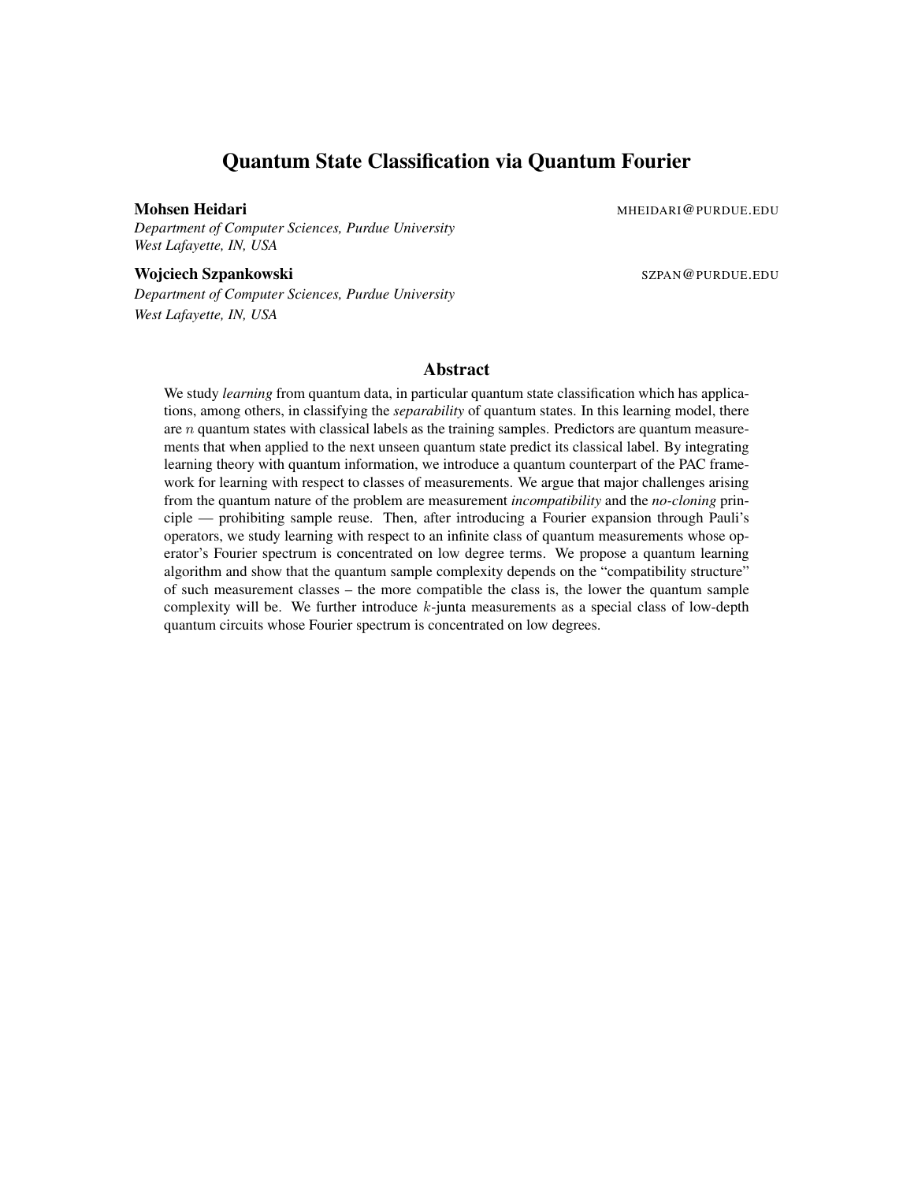# Quantum State Classification via Quantum Fourier

**Mohsen Heidari** MHEIDARI@PURDUE.EDU

*Department of Computer Sciences, Purdue University*
*West Lafayette, IN, USA*

**Wojciech Szpankowski** SZPAN@PURDUE.EDU

*Department of Computer Sciences, Purdue University*
*West Lafayette, IN, USA*

## Abstract

We study *learning* from quantum data, in particular quantum state classification which has applications, among others, in classifying the *separability* of quantum states. In this learning model, there are $n$ quantum states with classical labels as the training samples. Predictors are quantum measurements that when applied to the next unseen quantum state predict its classical label. By integrating learning theory with quantum information, we introduce a quantum counterpart of the PAC framework for learning with respect to classes of measurements. We argue that major challenges arising from the quantum nature of the problem are measurement *incompatibility* and the *no-cloning* principle — prohibiting sample reuse. Then, after introducing a Fourier expansion through Pauli's operators, we study learning with respect to an infinite class of quantum measurements whose operator's Fourier spectrum is concentrated on low degree terms. We propose a quantum learning algorithm and show that the quantum sample complexity depends on the "compatibility structure" of such measurement classes – the more compatible the class is, the lower the quantum sample complexity will be. We further introduce $k$-junta measurements as a special class of low-depth quantum circuits whose Fourier spectrum is concentrated on low degrees.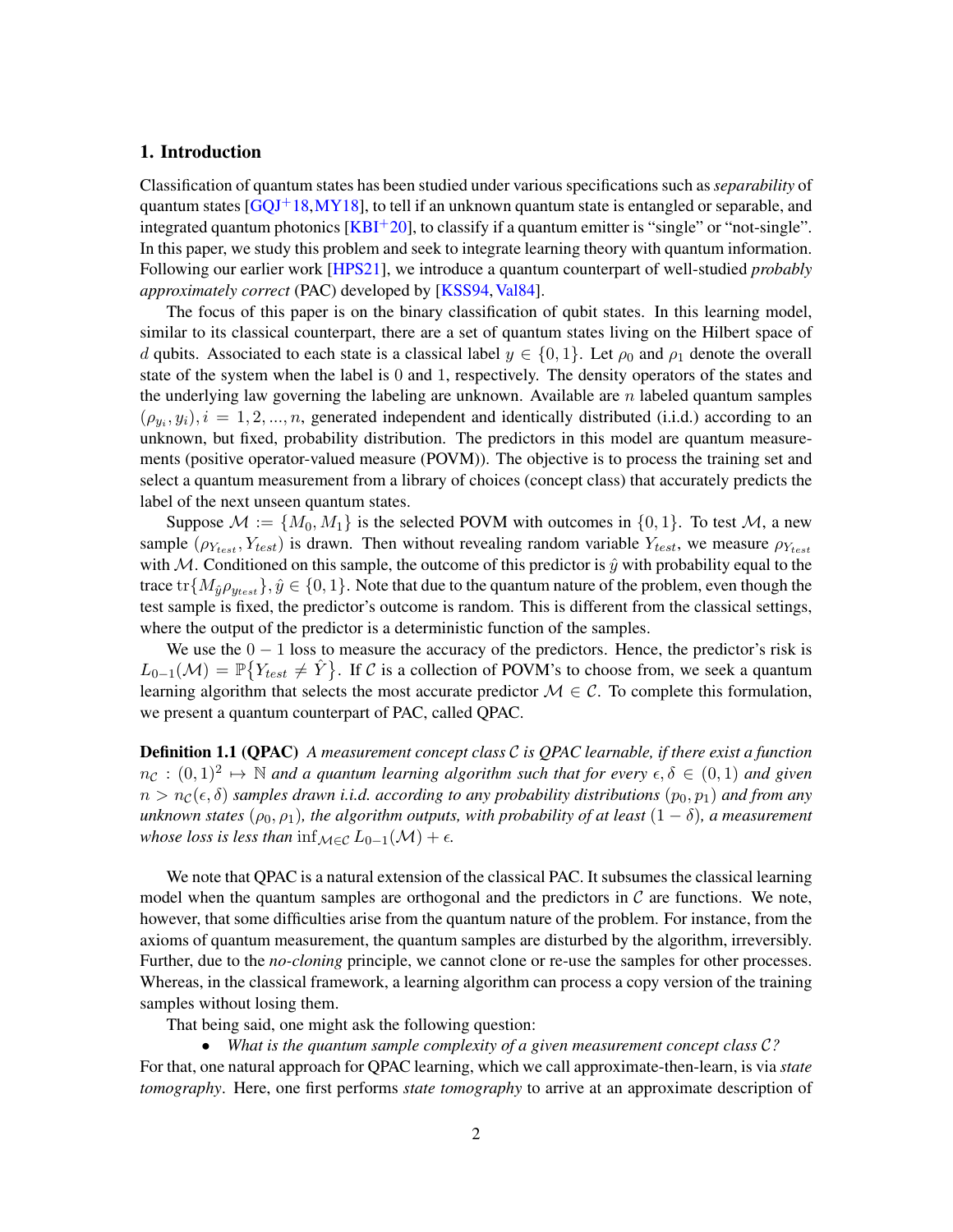## 1. Introduction

Classification of quantum states has been studied under various specifications such as *separability* of quantum states [GQJ+18, MY18], to tell if an unknown quantum state is entangled or separable, and integrated quantum photonics [KBI+20], to classify if a quantum emitter is "single" or "not-single". In this paper, we study this problem and seek to integrate learning theory with quantum information. Following our earlier work [HPS21], we introduce a quantum counterpart of well-studied *probably approximately correct* (PAC) developed by [KSS94, Val84].

The focus of this paper is on the binary classification of qubit states. In this learning model, similar to its classical counterpart, there are a set of quantum states living on the Hilbert space of $d$ qubits. Associated to each state is a classical label $y \in \{0, 1\}$. Let $\rho_0$ and $\rho_1$ denote the overall state of the system when the label is 0 and 1, respectively. The density operators of the states and the underlying law governing the labeling are unknown. Available are $n$ labeled quantum samples $(\rho_{y_i}, y_i), i = 1, 2, ..., n$, generated independent and identically distributed (i.i.d.) according to an unknown, but fixed, probability distribution. The predictors in this model are quantum measurements (positive operator-valued measure (POVM)). The objective is to process the training set and select a quantum measurement from a library of choices (concept class) that accurately predicts the label of the next unseen quantum states.

Suppose $\mathcal{M} := \{M_0, M_1\}$ is the selected POVM with outcomes in $\{0, 1\}$. To test $\mathcal{M}$, a new sample $(\rho_{Y_{test}}, Y_{test})$ is drawn. Then without revealing random variable $Y_{test}$, we measure $\rho_{Y_{test}}$ with $\mathcal{M}$. Conditioned on this sample, the outcome of this predictor is $\hat{y}$ with probability equal to the trace $\mathrm{tr}\{M_{\hat{y}}\rho_{y_{test}}\}, \hat{y} \in \{0, 1\}$. Note that due to the quantum nature of the problem, even though the test sample is fixed, the predictor's outcome is random. This is different from the classical settings, where the output of the predictor is a deterministic function of the samples.

We use the $0-1$ loss to measure the accuracy of the predictors. Hence, the predictor's risk is $L_{0-1}(\mathcal{M}) = \mathbb{P}\{Y_{test} \neq \hat{Y}\}$. If $\mathcal{C}$ is a collection of POVM's to choose from, we seek a quantum learning algorithm that selects the most accurate predictor $\mathcal{M} \in \mathcal{C}$. To complete this formulation, we present a quantum counterpart of PAC, called QPAC.

**Definition 1.1 (QPAC)** *A measurement concept class $\mathcal{C}$ is QPAC learnable, if there exist a function $n_{\mathcal{C}} : (0, 1)^2 \mapsto \mathbb{N}$ and a quantum learning algorithm such that for every $\epsilon, \delta \in (0, 1)$ and given $n > n_{\mathcal{C}}(\epsilon, \delta)$ samples drawn i.i.d. according to any probability distributions $(p_0, p_1)$ and from any unknown states $(\rho_0, \rho_1)$, the algorithm outputs, with probability of at least $(1 - \delta)$, a measurement whose loss is less than* $\inf_{\mathcal{M}\in\mathcal{C}} L_{0-1}(\mathcal{M}) + \epsilon$.

We note that QPAC is a natural extension of the classical PAC. It subsumes the classical learning model when the quantum samples are orthogonal and the predictors in $\mathcal{C}$ are functions. We note, however, that some difficulties arise from the quantum nature of the problem. For instance, from the axioms of quantum measurement, the quantum samples are disturbed by the algorithm, irreversibly. Further, due to the *no-cloning* principle, we cannot clone or re-use the samples for other processes. Whereas, in the classical framework, a learning algorithm can process a copy version of the training samples without losing them.

That being said, one might ask the following question:

- *What is the quantum sample complexity of a given measurement concept class $\mathcal{C}$?*

For that, one natural approach for QPAC learning, which we call approximate-then-learn, is via *state tomography*. Here, one first performs *state tomography* to arrive at an approximate description of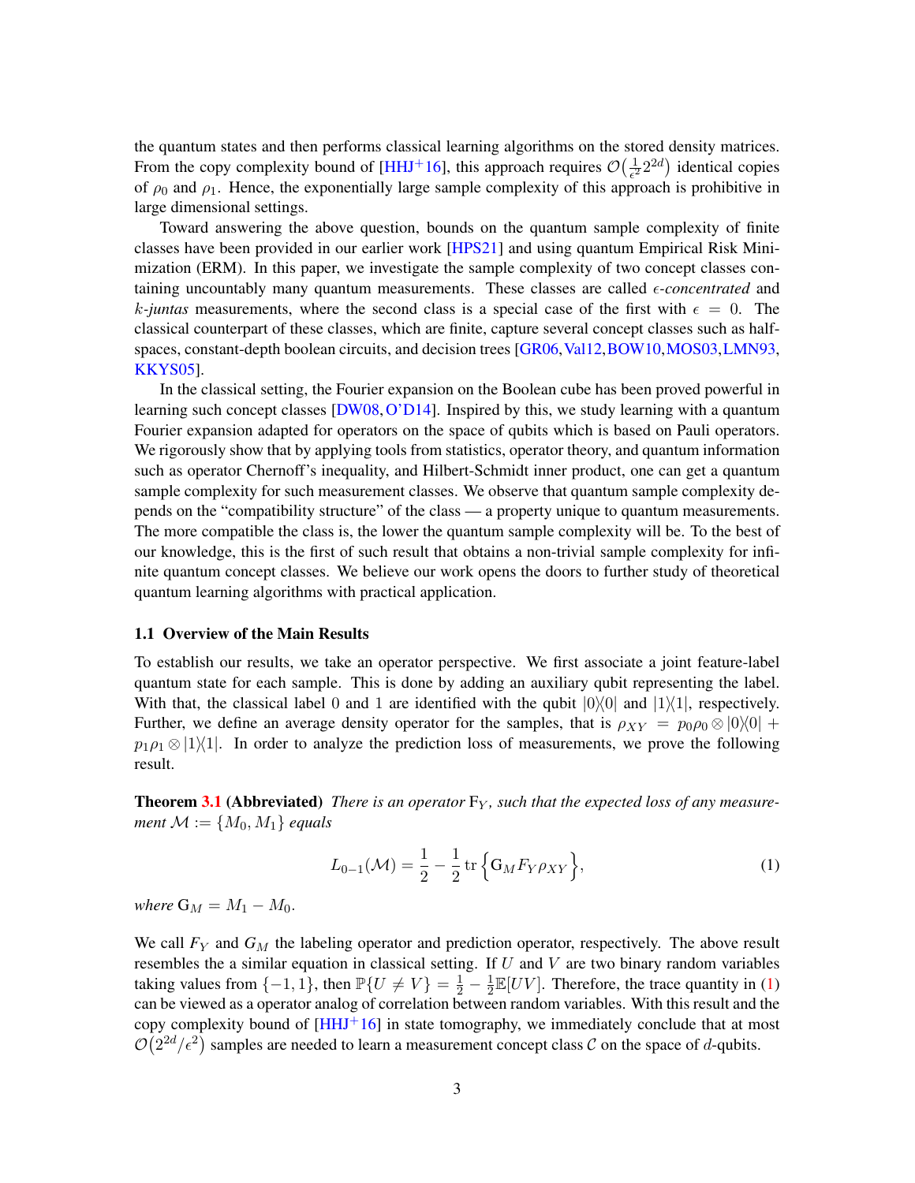the quantum states and then performs classical learning algorithms on the stored density matrices. From the copy complexity bound of [HHJ+16], this approach requires $\mathcal{O}\big(\frac{1}{\epsilon^2}2^{2d}\big)$ identical copies of $\rho_0$ and $\rho_1$. Hence, the exponentially large sample complexity of this approach is prohibitive in large dimensional settings.

Toward answering the above question, bounds on the quantum sample complexity of finite classes have been provided in our earlier work [HPS21] and using quantum Empirical Risk Minimization (ERM). In this paper, we investigate the sample complexity of two concept classes containing uncountably many quantum measurements. These classes are called *$\epsilon$-concentrated* and *$k$-juntas* measurements, where the second class is a special case of the first with $\epsilon = 0$. The classical counterpart of these classes, which are finite, capture several concept classes such as half-spaces, constant-depth boolean circuits, and decision trees [GR06, Val12, BOW10, MOS03, LMN93, KKYS05].

In the classical setting, the Fourier expansion on the Boolean cube has been proved powerful in learning such concept classes [DW08, O'D14]. Inspired by this, we study learning with a quantum Fourier expansion adapted for operators on the space of qubits which is based on Pauli operators. We rigorously show that by applying tools from statistics, operator theory, and quantum information such as operator Chernoff's inequality, and Hilbert-Schmidt inner product, one can get a quantum sample complexity for such measurement classes. We observe that quantum sample complexity depends on the "compatibility structure" of the class — a property unique to quantum measurements. The more compatible the class is, the lower the quantum sample complexity will be. To the best of our knowledge, this is the first of such result that obtains a non-trivial sample complexity for infinite quantum concept classes. We believe our work opens the doors to further study of theoretical quantum learning algorithms with practical application.

### 1.1 Overview of the Main Results

To establish our results, we take an operator perspective. We first associate a joint feature-label quantum state for each sample. This is done by adding an auxiliary qubit representing the label. With that, the classical label 0 and 1 are identified with the qubit $|0\rangle\langle 0|$ and $|1\rangle\langle 1|$, respectively. Further, we define an average density operator for the samples, that is $\rho_{XY} = p_0\rho_0 \otimes |0\rangle\langle 0| + p_1\rho_1 \otimes |1\rangle\langle 1|$. In order to analyze the prediction loss of measurements, we prove the following result.

**Theorem 3.1 (Abbreviated)** *There is an operator* $\mathrm{F}_Y$*, such that the expected loss of any measurement* $\mathcal{M} := \{M_0, M_1\}$ *equals*

$$L_{0-1}(\mathcal{M}) = \frac{1}{2} - \frac{1}{2}\operatorname{tr}\Big\{\mathrm{G}_M F_Y \rho_{XY}\Big\}, \tag{1}$$

*where* $\mathrm{G}_M = M_1 - M_0$.

We call $F_Y$ and $G_M$ the labeling operator and prediction operator, respectively. The above result resembles the a similar equation in classical setting. If $U$ and $V$ are two binary random variables taking values from $\{-1, 1\}$, then $\mathbb{P}\{U \neq V\} = \frac{1}{2} - \frac{1}{2}\mathbb{E}[UV]$. Therefore, the trace quantity in (1) can be viewed as a operator analog of correlation between random variables. With this result and the copy complexity bound of [HHJ+16] in state tomography, we immediately conclude that at most $\mathcal{O}\big(2^{2d}/\epsilon^2\big)$ samples are needed to learn a measurement concept class $\mathcal{C}$ on the space of $d$-qubits.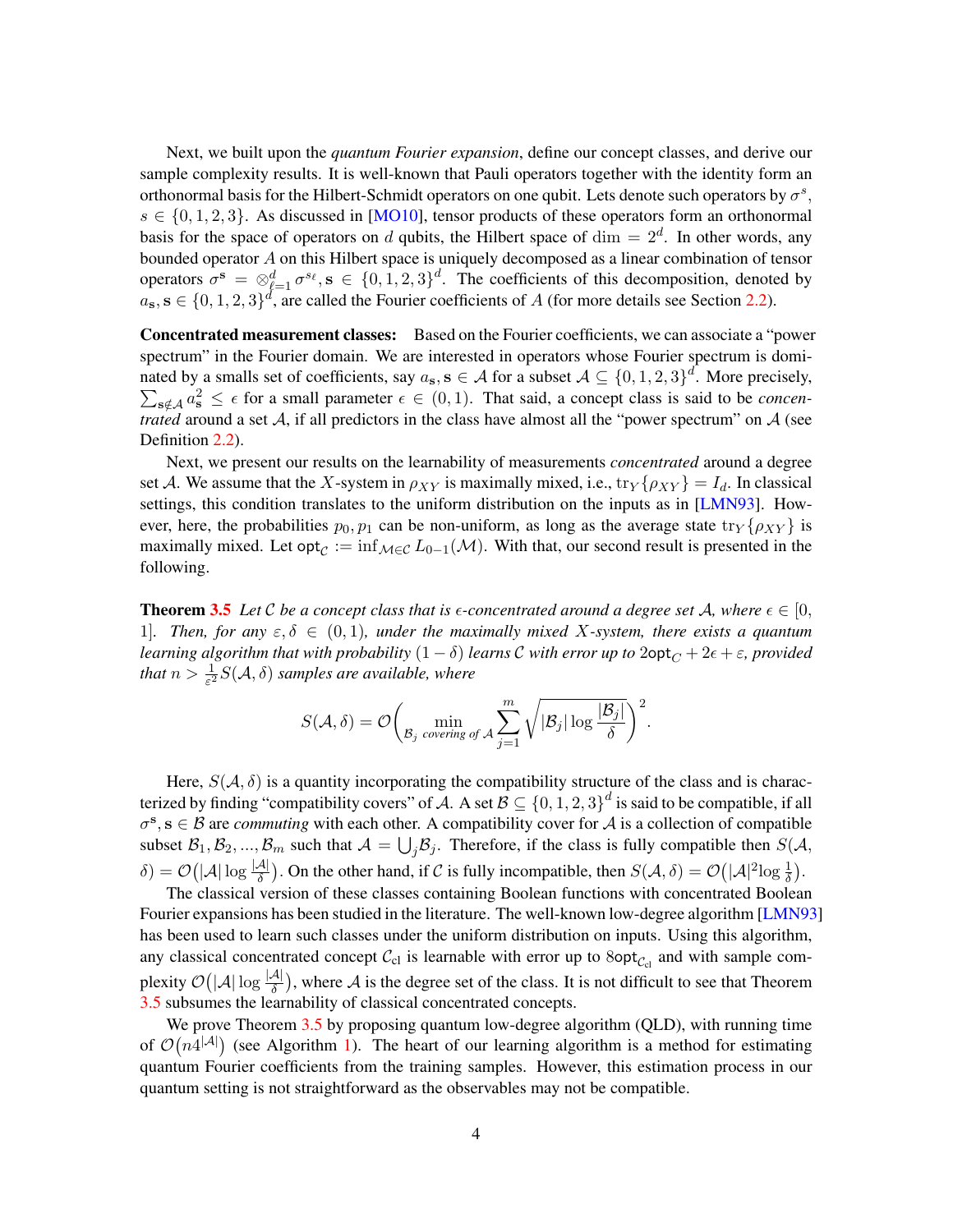Next, we built upon the *quantum Fourier expansion*, define our concept classes, and derive our sample complexity results. It is well-known that Pauli operators together with the identity form an orthonormal basis for the Hilbert-Schmidt operators on one qubit. Lets denote such operators by $\sigma^s$, $s \in \{0, 1, 2, 3\}$. As discussed in [MO10], tensor products of these operators form an orthonormal basis for the space of operators on $d$ qubits, the Hilbert space of $\dim = 2^d$. In other words, any bounded operator $A$ on this Hilbert space is uniquely decomposed as a linear combination of tensor operators $\sigma^{\mathbf{s}} = \otimes_{\ell=1}^{d} \sigma^{s_\ell}, \mathbf{s} \in \{0, 1, 2, 3\}^d$. The coefficients of this decomposition, denoted by $a_{\mathbf{s}}, \mathbf{s} \in \{0, 1, 2, 3\}^d$, are called the Fourier coefficients of $A$ (for more details see Section 2.2).

**Concentrated measurement classes:** Based on the Fourier coefficients, we can associate a "power spectrum" in the Fourier domain. We are interested in operators whose Fourier spectrum is dominated by a smalls set of coefficients, say $a_{\mathbf{s}}, \mathbf{s} \in \mathcal{A}$ for a subset $\mathcal{A} \subseteq \{0, 1, 2, 3\}^d$. More precisely, $\sum_{\mathbf{s} \notin \mathcal{A}} a_{\mathbf{s}}^2 \leq \epsilon$ for a small parameter $\epsilon \in (0, 1)$. That said, a concept class is said to be *concentrated* around a set $\mathcal{A}$, if all predictors in the class have almost all the "power spectrum" on $\mathcal{A}$ (see Definition 2.2).

Next, we present our results on the learnability of measurements *concentrated* around a degree set $\mathcal{A}$. We assume that the $X$-system in $\rho_{XY}$ is maximally mixed, i.e., $\mathrm{tr}_Y\{\rho_{XY}\} = I_d$. In classical settings, this condition translates to the uniform distribution on the inputs as in [LMN93]. However, here, the probabilities $p_0, p_1$ can be non-uniform, as long as the average state $\mathrm{tr}_Y\{\rho_{XY}\}$ is maximally mixed. Let $\mathsf{opt}_{\mathcal{C}} := \inf_{\mathcal{M} \in \mathcal{C}} L_{0-1}(\mathcal{M})$. With that, our second result is presented in the following.

**Theorem 3.5** *Let $\mathcal{C}$ be a concept class that is $\epsilon$-concentrated around a degree set $\mathcal{A}$, where $\epsilon \in [0, 1]$. Then, for any $\varepsilon, \delta \in (0, 1)$, under the maximally mixed $X$-system, there exists a quantum learning algorithm that with probability $(1-\delta)$ learns $\mathcal{C}$ with error up to $2\mathsf{opt}_{\mathcal{C}} + 2\epsilon + \varepsilon$, provided that $n > \frac{1}{\varepsilon^2} S(\mathcal{A}, \delta)$ samples are available, where*

$$S(\mathcal{A}, \delta) = \mathcal{O}\Bigg( \min_{\mathcal{B}_j \text{ covering of } \mathcal{A}} \sum_{j=1}^{m} \sqrt{|\mathcal{B}_j| \log \frac{|\mathcal{B}_j|}{\delta}} \Bigg)^2.$$

Here, $S(\mathcal{A}, \delta)$ is a quantity incorporating the compatibility structure of the class and is characterized by finding "compatibility covers" of $\mathcal{A}$. A set $\mathcal{B} \subseteq \{0, 1, 2, 3\}^d$ is said to be compatible, if all $\sigma^{\mathbf{s}}, \mathbf{s} \in \mathcal{B}$ are *commuting* with each other. A compatibility cover for $\mathcal{A}$ is a collection of compatible subset $\mathcal{B}_1, \mathcal{B}_2, ..., \mathcal{B}_m$ such that $\mathcal{A} = \bigcup_j \mathcal{B}_j$. Therefore, if the class is fully compatible then $S(\mathcal{A}, \delta) = \mathcal{O}\big(|\mathcal{A}| \log \frac{|\mathcal{A}|}{\delta}\big)$. On the other hand, if $\mathcal{C}$ is fully incompatible, then $S(\mathcal{A}, \delta) = \mathcal{O}\big(|\mathcal{A}|^2 \log \frac{1}{\delta}\big)$.

The classical version of these classes containing Boolean functions with concentrated Boolean Fourier expansions has been studied in the literature. The well-known low-degree algorithm [LMN93] has been used to learn such classes under the uniform distribution on inputs. Using this algorithm, any classical concentrated concept $\mathcal{C}_{\mathrm{cl}}$ is learnable with error up to $8\mathsf{opt}_{\mathcal{C}_{\mathrm{cl}}}$ and with sample complexity $\mathcal{O}\big(|\mathcal{A}| \log \frac{|\mathcal{A}|}{\delta}\big)$, where $\mathcal{A}$ is the degree set of the class. It is not difficult to see that Theorem 3.5 subsumes the learnability of classical concentrated concepts.

We prove Theorem 3.5 by proposing quantum low-degree algorithm (QLD), with running time of $\mathcal{O}\big(n 4^{|\mathcal{A}|}\big)$ (see Algorithm 1). The heart of our learning algorithm is a method for estimating quantum Fourier coefficients from the training samples. However, this estimation process in our quantum setting is not straightforward as the observables may not be compatible.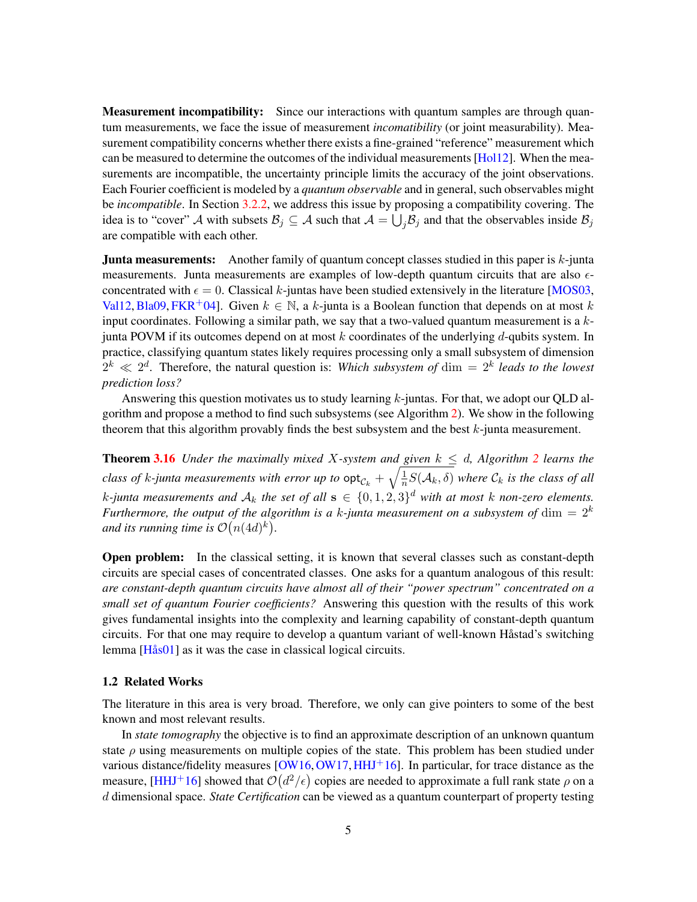**Measurement incompatibility:** Since our interactions with quantum samples are through quantum measurements, we face the issue of measurement *incomatibility* (or joint measurability). Measurement compatibility concerns whether there exists a fine-grained "reference" measurement which can be measured to determine the outcomes of the individual measurements [Hol12]. When the measurements are incompatible, the uncertainty principle limits the accuracy of the joint observations. Each Fourier coefficient is modeled by a *quantum observable* and in general, such observables might be *incompatible*. In Section 3.2.2, we address this issue by proposing a compatibility covering. The idea is to "cover" $\mathcal{A}$ with subsets $\mathcal{B}_j \subseteq \mathcal{A}$ such that $\mathcal{A} = \bigcup_j \mathcal{B}_j$ and that the observables inside $\mathcal{B}_j$ are compatible with each other.

**Junta measurements:** Another family of quantum concept classes studied in this paper is $k$-junta measurements. Junta measurements are examples of low-depth quantum circuits that are also $\epsilon$-concentrated with $\epsilon = 0$. Classical $k$-juntas have been studied extensively in the literature [MOS03, Val12, Bla09, FKR+04]. Given $k \in \mathbb{N}$, a $k$-junta is a Boolean function that depends on at most $k$ input coordinates. Following a similar path, we say that a two-valued quantum measurement is a $k$-junta POVM if its outcomes depend on at most $k$ coordinates of the underlying $d$-qubits system. In practice, classifying quantum states likely requires processing only a small subsystem of dimension $2^k \ll 2^d$. Therefore, the natural question is: *Which subsystem of* $\dim = 2^k$ *leads to the lowest prediction loss?*

Answering this question motivates us to study learning $k$-juntas. For that, we adopt our QLD algorithm and propose a method to find such subsystems (see Algorithm 2). We show in the following theorem that this algorithm provably finds the best subsystem and the best $k$-junta measurement.

**Theorem 3.16** *Under the maximally mixed $X$-system and given $k \leq d$, Algorithm 2 learns the class of $k$-junta measurements with error up to $\mathsf{opt}_{\mathcal{C}_k} + \sqrt{\frac{1}{n} S(\mathcal{A}_k, \delta)}$ where $\mathcal{C}_k$ is the class of all $k$-junta measurements and $\mathcal{A}_k$ the set of all $\mathbf{s} \in \{0, 1, 2, 3\}^d$ with at most $k$ non-zero elements. Furthermore, the output of the algorithm is a $k$-junta measurement on a subsystem of $\dim = 2^k$ and its running time is $\mathcal{O}\big(n(4d)^k\big)$.*

**Open problem:** In the classical setting, it is known that several classes such as constant-depth circuits are special cases of concentrated classes. One asks for a quantum analogous of this result: *are constant-depth quantum circuits have almost all of their "power spectrum" concentrated on a small set of quantum Fourier coefficients?* Answering this question with the results of this work gives fundamental insights into the complexity and learning capability of constant-depth quantum circuits. For that one may require to develop a quantum variant of well-known Håstad's switching lemma [Hås01] as it was the case in classical logical circuits.

### 1.2 Related Works

The literature in this area is very broad. Therefore, we only can give pointers to some of the best known and most relevant results.

In *state tomography* the objective is to find an approximate description of an unknown quantum state $\rho$ using measurements on multiple copies of the state. This problem has been studied under various distance/fidelity measures [OW16, OW17, HHJ+16]. In particular, for trace distance as the measure, [HHJ+16] showed that $\mathcal{O}\big(d^2/\epsilon\big)$ copies are needed to approximate a full rank state $\rho$ on a $d$ dimensional space. *State Certification* can be viewed as a quantum counterpart of property testing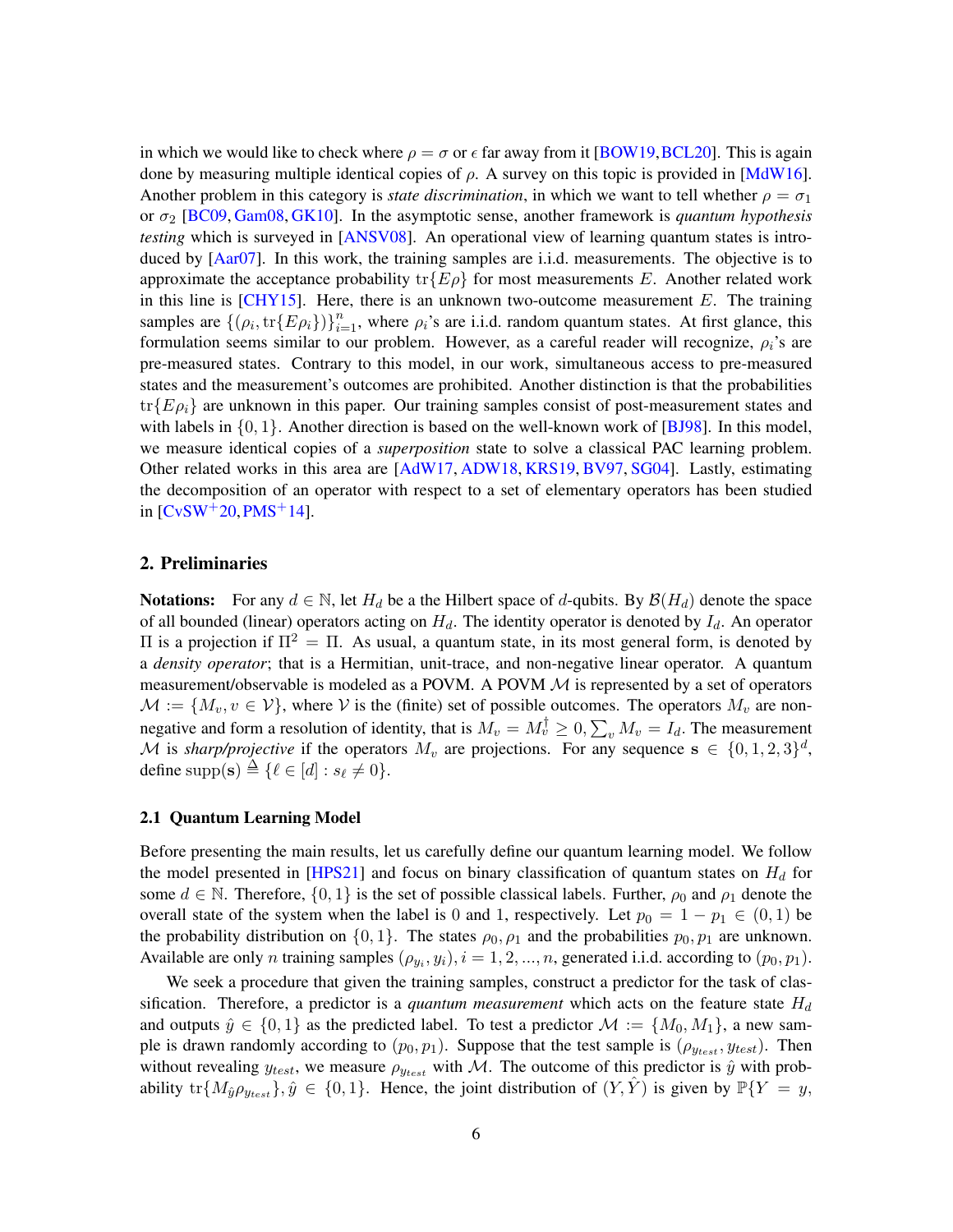in which we would like to check where $\rho = \sigma$ or $\epsilon$ far away from it [BOW19, BCL20]. This is again done by measuring multiple identical copies of $\rho$. A survey on this topic is provided in [MdW16]. Another problem in this category is *state discrimination*, in which we want to tell whether $\rho = \sigma_1$ or $\sigma_2$ [BC09, Gam08, GK10]. In the asymptotic sense, another framework is *quantum hypothesis testing* which is surveyed in [ANSV08]. An operational view of learning quantum states is introduced by [Aar07]. In this work, the training samples are i.i.d. measurements. The objective is to approximate the acceptance probability $\mathrm{tr}\{E\rho\}$ for most measurements $E$. Another related work in this line is [CHY15]. Here, there is an unknown two-outcome measurement $E$. The training samples are $\{(\rho_i, \mathrm{tr}\{E\rho_i\})\}_{i=1}^{n}$, where $\rho_i$'s are i.i.d. random quantum states. At first glance, this formulation seems similar to our problem. However, as a careful reader will recognize, $\rho_i$'s are pre-measured states. Contrary to this model, in our work, simultaneous access to pre-measured states and the measurement's outcomes are prohibited. Another distinction is that the probabilities $\mathrm{tr}\{E\rho_i\}$ are unknown in this paper. Our training samples consist of post-measurement states and with labels in $\{0, 1\}$. Another direction is based on the well-known work of [BJ98]. In this model, we measure identical copies of a *superposition* state to solve a classical PAC learning problem. Other related works in this area are [AdW17, ADW18, KRS19, BV97, SG04]. Lastly, estimating the decomposition of an operator with respect to a set of elementary operators has been studied in [CvSW+20, PMS+14].

## 2. Preliminaries

**Notations:** For any $d \in \mathbb{N}$, let $H_d$ be a the Hilbert space of $d$-qubits. By $\mathcal{B}(H_d)$ denote the space of all bounded (linear) operators acting on $H_d$. The identity operator is denoted by $I_d$. An operator $\Pi$ is a projection if $\Pi^2 = \Pi$. As usual, a quantum state, in its most general form, is denoted by a *density operator*; that is a Hermitian, unit-trace, and non-negative linear operator. A quantum measurement/observable is modeled as a POVM. A POVM $\mathcal{M}$ is represented by a set of operators $\mathcal{M} := \{M_v, v \in \mathcal{V}\}$, where $\mathcal{V}$ is the (finite) set of possible outcomes. The operators $M_v$ are non-negative and form a resolution of identity, that is $M_v = M_v^\dagger \geq 0, \sum_v M_v = I_d$. The measurement $\mathcal{M}$ is *sharp/projective* if the operators $M_v$ are projections. For any sequence $\mathbf{s} \in \{0, 1, 2, 3\}^d$, define $\mathrm{supp}(\mathbf{s}) \triangleq \{\ell \in [d] : s_\ell \neq 0\}$.

### 2.1 Quantum Learning Model

Before presenting the main results, let us carefully define our quantum learning model. We follow the model presented in [HPS21] and focus on binary classification of quantum states on $H_d$ for some $d \in \mathbb{N}$. Therefore, $\{0, 1\}$ is the set of possible classical labels. Further, $\rho_0$ and $\rho_1$ denote the overall state of the system when the label is 0 and 1, respectively. Let $p_0 = 1 - p_1 \in (0, 1)$ be the probability distribution on $\{0, 1\}$. The states $\rho_0, \rho_1$ and the probabilities $p_0, p_1$ are unknown. Available are only $n$ training samples $(\rho_{y_i}, y_i), i = 1, 2, ..., n$, generated i.i.d. according to $(p_0, p_1)$.

We seek a procedure that given the training samples, construct a predictor for the task of classification. Therefore, a predictor is a *quantum measurement* which acts on the feature state $H_d$ and outputs $\hat{y} \in \{0, 1\}$ as the predicted label. To test a predictor $\mathcal{M} := \{M_0, M_1\}$, a new sample is drawn randomly according to $(p_0, p_1)$. Suppose that the test sample is $(\rho_{y_{test}}, y_{test})$. Then without revealing $y_{test}$, we measure $\rho_{y_{test}}$ with $\mathcal{M}$. The outcome of this predictor is $\hat{y}$ with probability $\mathrm{tr}\{M_{\hat{y}}\rho_{y_{test}}\}, \hat{y} \in \{0, 1\}$. Hence, the joint distribution of $(Y, \hat{Y})$ is given by $\mathbb{P}\{Y = y,$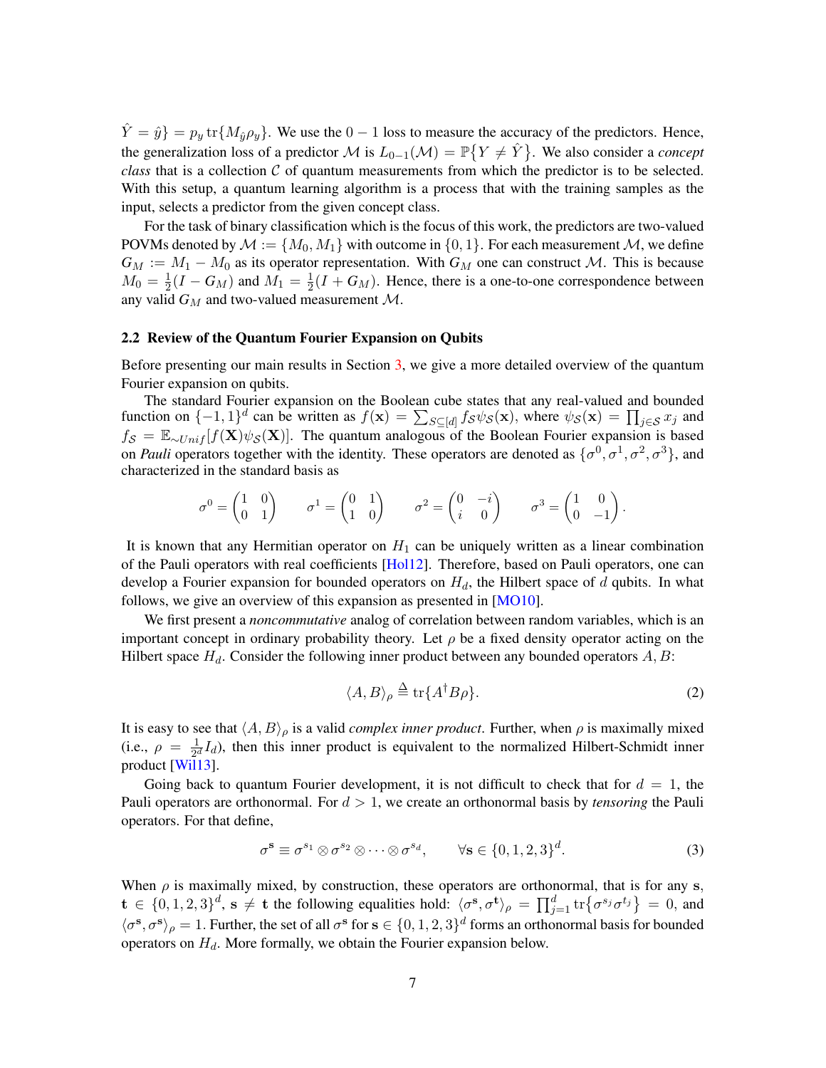$\hat{Y} = \hat{y}\} = p_y \operatorname{tr}\{M_{\hat{y}} \rho_y\}$. We use the $0-1$ loss to measure the accuracy of the predictors. Hence, the generalization loss of a predictor $\mathcal{M}$ is $L_{0-1}(\mathcal{M}) = \mathbb{P}\{Y \neq \hat{Y}\}$. We also consider a *concept class* that is a collection $\mathcal{C}$ of quantum measurements from which the predictor is to be selected. With this setup, a quantum learning algorithm is a process that with the training samples as the input, selects a predictor from the given concept class.

For the task of binary classification which is the focus of this work, the predictors are two-valued POVMs denoted by $\mathcal{M} := \{M_0, M_1\}$ with outcome in $\{0, 1\}$. For each measurement $\mathcal{M}$, we define $G_M := M_1 - M_0$ as its operator representation. With $G_M$ one can construct $\mathcal{M}$. This is because $M_0 = \frac{1}{2}(I - G_M)$ and $M_1 = \frac{1}{2}(I + G_M)$. Hence, there is a one-to-one correspondence between any valid $G_M$ and two-valued measurement $\mathcal{M}$.

### 2.2 Review of the Quantum Fourier Expansion on Qubits

Before presenting our main results in Section 3, we give a more detailed overview of the quantum Fourier expansion on qubits.

The standard Fourier expansion on the Boolean cube states that any real-valued and bounded function on $\{-1, 1\}^d$ can be written as $f(\mathbf{x}) = \sum_{\mathcal{S} \subseteq [d]} f_{\mathcal{S}} \psi_{\mathcal{S}}(\mathbf{x})$, where $\psi_{\mathcal{S}}(\mathbf{x}) = \prod_{j \in \mathcal{S}} x_j$ and $f_{\mathcal{S}} = \mathbb{E}_{\sim Unif}[f(\mathbf{X}) \psi_{\mathcal{S}}(\mathbf{X})]$. The quantum analogous of the Boolean Fourier expansion is based on *Pauli* operators together with the identity. These operators are denoted as $\{\sigma^0, \sigma^1, \sigma^2, \sigma^3\}$, and characterized in the standard basis as

$$\sigma^0 = \begin{pmatrix} 1 & 0 \\ 0 & 1 \end{pmatrix} \qquad \sigma^1 = \begin{pmatrix} 0 & 1 \\ 1 & 0 \end{pmatrix} \qquad \sigma^2 = \begin{pmatrix} 0 & -i \\ i & 0 \end{pmatrix} \qquad \sigma^3 = \begin{pmatrix} 1 & 0 \\ 0 & -1 \end{pmatrix}.$$

It is known that any Hermitian operator on $H_1$ can be uniquely written as a linear combination of the Pauli operators with real coefficients [Hol12]. Therefore, based on Pauli operators, one can develop a Fourier expansion for bounded operators on $H_d$, the Hilbert space of $d$ qubits. In what follows, we give an overview of this expansion as presented in [MO10].

We first present a *noncommutative* analog of correlation between random variables, which is an important concept in ordinary probability theory. Let $\rho$ be a fixed density operator acting on the Hilbert space $H_d$. Consider the following inner product between any bounded operators $A, B$:

$$\langle A, B \rangle_\rho \triangleq \operatorname{tr}\{A^\dagger B \rho\}. \tag{2}$$

It is easy to see that $\langle A, B \rangle_\rho$ is a valid *complex inner product*. Further, when $\rho$ is maximally mixed (i.e., $\rho = \frac{1}{2^d} I_d$), then this inner product is equivalent to the normalized Hilbert-Schmidt inner product [Wil13].

Going back to quantum Fourier development, it is not difficult to check that for $d = 1$, the Pauli operators are orthonormal. For $d > 1$, we create an orthonormal basis by *tensoring* the Pauli operators. For that define,

$$\sigma^{\mathbf{s}} \equiv \sigma^{s_1} \otimes \sigma^{s_2} \otimes \cdots \otimes \sigma^{s_d}, \qquad \forall \mathbf{s} \in \{0, 1, 2, 3\}^d. \tag{3}$$

When $\rho$ is maximally mixed, by construction, these operators are orthonormal, that is for any $\mathbf{s}$, $\mathbf{t} \in \{0, 1, 2, 3\}^d$, $\mathbf{s} \neq \mathbf{t}$ the following equalities hold: $\langle \sigma^{\mathbf{s}}, \sigma^{\mathbf{t}} \rangle_\rho = \prod_{j=1}^d \operatorname{tr}\{\sigma^{s_j} \sigma^{t_j}\} = 0$, and $\langle \sigma^{\mathbf{s}}, \sigma^{\mathbf{s}} \rangle_\rho = 1$. Further, the set of all $\sigma^{\mathbf{s}}$ for $\mathbf{s} \in \{0, 1, 2, 3\}^d$ forms an orthonormal basis for bounded operators on $H_d$. More formally, we obtain the Fourier expansion below.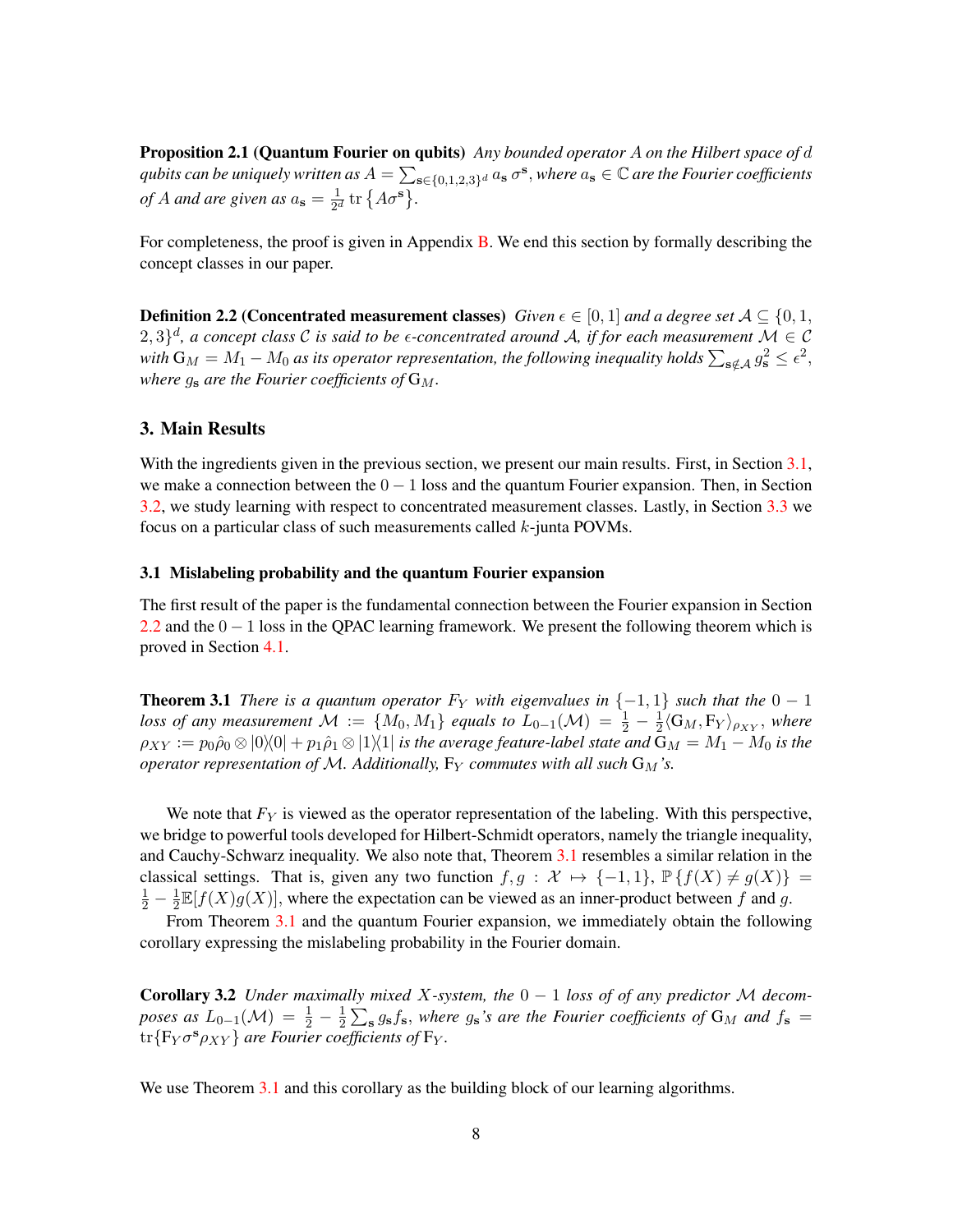**Proposition 2.1 (Quantum Fourier on qubits)** *Any bounded operator $A$ on the Hilbert space of $d$ qubits can be uniquely written as $A = \sum_{\mathbf{s} \in \{0,1,2,3\}^d} a_{\mathbf{s}} \, \sigma^{\mathbf{s}}$, where $a_{\mathbf{s}} \in \mathbb{C}$ are the Fourier coefficients of $A$ and are given as $a_{\mathbf{s}} = \frac{1}{2^d} \operatorname{tr}\left\{A\sigma^{\mathbf{s}}\right\}$.*

For completeness, the proof is given in Appendix B. We end this section by formally describing the concept classes in our paper.

**Definition 2.2 (Concentrated measurement classes)** *Given $\epsilon \in [0,1]$ and a degree set $\mathcal{A} \subseteq \{0,1,2,3\}^d$, a concept class $\mathcal{C}$ is said to be $\epsilon$-concentrated around $\mathcal{A}$, if for each measurement $\mathcal{M} \in \mathcal{C}$ with $\mathrm{G}_M = M_1 - M_0$ as its operator representation, the following inequality holds $\sum_{\mathbf{s} \notin \mathcal{A}} g_{\mathbf{s}}^2 \leq \epsilon^2$, where $g_{\mathbf{s}}$ are the Fourier coefficients of $\mathrm{G}_M$.*

## 3. Main Results

With the ingredients given in the previous section, we present our main results. First, in Section 3.1, we make a connection between the $0-1$ loss and the quantum Fourier expansion. Then, in Section 3.2, we study learning with respect to concentrated measurement classes. Lastly, in Section 3.3 we focus on a particular class of such measurements called $k$-junta POVMs.

### 3.1 Mislabeling probability and the quantum Fourier expansion

The first result of the paper is the fundamental connection between the Fourier expansion in Section 2.2 and the $0-1$ loss in the QPAC learning framework. We present the following theorem which is proved in Section 4.1.

**Theorem 3.1** *There is a quantum operator $F_Y$ with eigenvalues in $\{-1,1\}$ such that the $0-1$ loss of any measurement $\mathcal{M} := \{M_0, M_1\}$ equals to $L_{0-1}(\mathcal{M}) = \frac{1}{2} - \frac{1}{2}\langle \mathrm{G}_M, \mathrm{F}_Y \rangle_{\rho_{XY}}$, where $\rho_{XY} := p_0\hat{\rho}_0 \otimes |0\rangle\langle 0| + p_1\hat{\rho}_1 \otimes |1\rangle\langle 1|$ is the average feature-label state and $\mathrm{G}_M = M_1 - M_0$ is the operator representation of $\mathcal{M}$. Additionally, $\mathrm{F}_Y$ commutes with all such $\mathrm{G}_M$'s.*

We note that $F_Y$ is viewed as the operator representation of the labeling. With this perspective, we bridge to powerful tools developed for Hilbert-Schmidt operators, namely the triangle inequality, and Cauchy-Schwarz inequality. We also note that, Theorem 3.1 resembles a similar relation in the classical settings. That is, given any two function $f, g : \mathcal{X} \mapsto \{-1,1\}$, $\mathbb{P}\{f(X) \neq g(X)\} = \frac{1}{2} - \frac{1}{2}\mathbb{E}[f(X)g(X)]$, where the expectation can be viewed as an inner-product between $f$ and $g$.

From Theorem 3.1 and the quantum Fourier expansion, we immediately obtain the following corollary expressing the mislabeling probability in the Fourier domain.

**Corollary 3.2** *Under maximally mixed $X$-system, the $0-1$ loss of of any predictor $\mathcal{M}$ decomposes as $L_{0-1}(\mathcal{M}) = \frac{1}{2} - \frac{1}{2}\sum_{\mathbf{s}} g_{\mathbf{s}} f_{\mathbf{s}}$, where $g_{\mathbf{s}}$'s are the Fourier coefficients of $\mathrm{G}_M$ and $f_{\mathbf{s}} = \operatorname{tr}\{\mathrm{F}_Y \sigma^{\mathbf{s}} \rho_{XY}\}$ are Fourier coefficients of $\mathrm{F}_Y$.*

We use Theorem 3.1 and this corollary as the building block of our learning algorithms.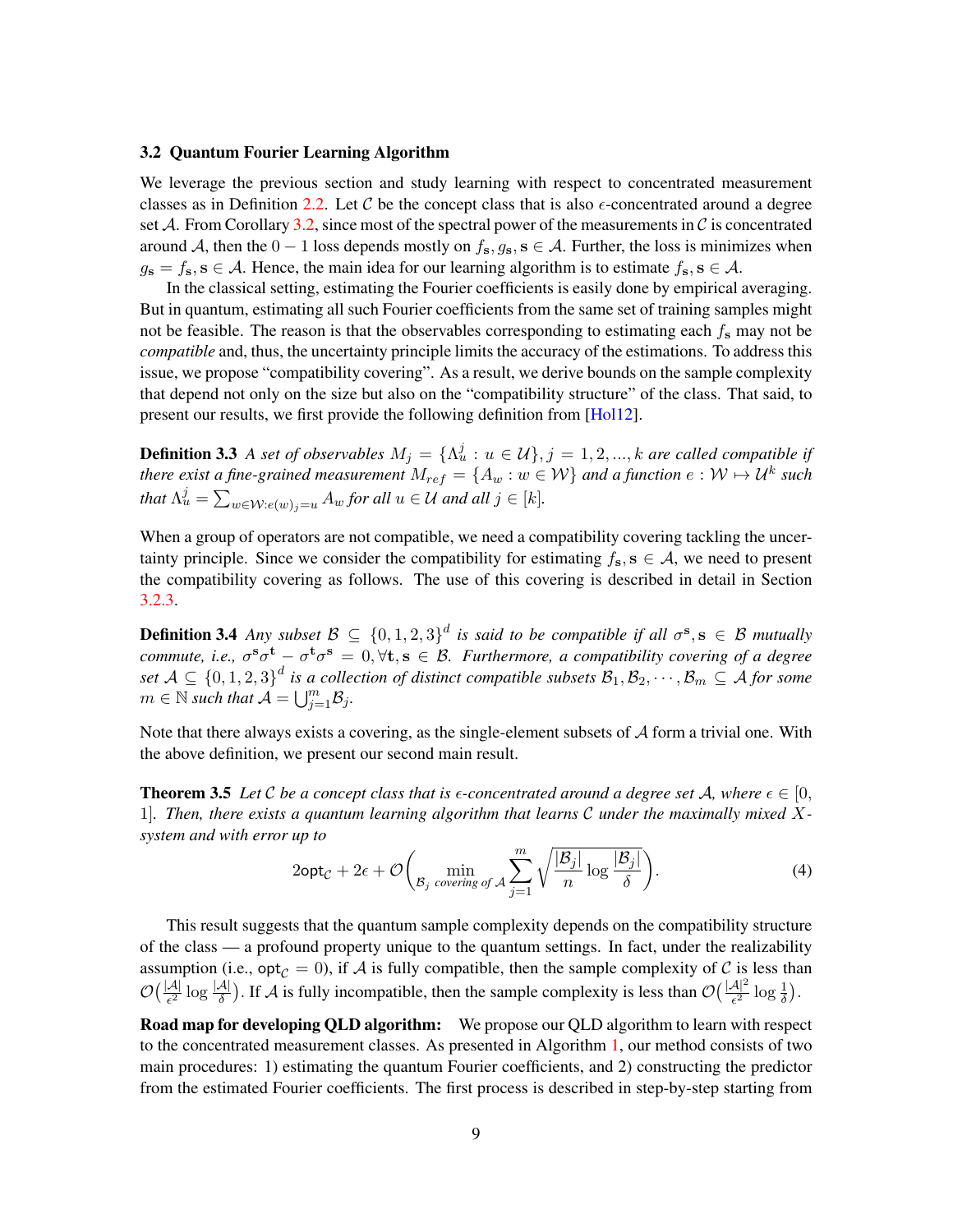### 3.2 Quantum Fourier Learning Algorithm

We leverage the previous section and study learning with respect to concentrated measurement classes as in Definition 2.2. Let $\mathcal{C}$ be the concept class that is also $\epsilon$-concentrated around a degree set $\mathcal{A}$. From Corollary 3.2, since most of the spectral power of the measurements in $\mathcal{C}$ is concentrated around $\mathcal{A}$, then the $0-1$ loss depends mostly on $f_{\mathbf{s}}, g_{\mathbf{s}}, \mathbf{s} \in \mathcal{A}$. Further, the loss is minimizes when $g_{\mathbf{s}} = f_{\mathbf{s}}, \mathbf{s} \in \mathcal{A}$. Hence, the main idea for our learning algorithm is to estimate $f_{\mathbf{s}}, \mathbf{s} \in \mathcal{A}$.

In the classical setting, estimating the Fourier coefficients is easily done by empirical averaging. But in quantum, estimating all such Fourier coefficients from the same set of training samples might not be feasible. The reason is that the observables corresponding to estimating each $f_{\mathbf{s}}$ may not be *compatible* and, thus, the uncertainty principle limits the accuracy of the estimations. To address this issue, we propose "compatibility covering". As a result, we derive bounds on the sample complexity that depend not only on the size but also on the "compatibility structure" of the class. That said, to present our results, we first provide the following definition from [Hol12].

**Definition 3.3** *A set of observables $M_j = \{\Lambda_u^j : u \in \mathcal{U}\}, j = 1, 2, ..., k$ are called compatible if there exist a fine-grained measurement $M_{ref} = \{A_w : w \in \mathcal{W}\}$ and a function $e : \mathcal{W} \mapsto \mathcal{U}^k$ such that $\Lambda_u^j = \sum_{w \in \mathcal{W}: e(w)_j = u} A_w$ for all $u \in \mathcal{U}$ and all $j \in [k]$.*

When a group of operators are not compatible, we need a compatibility covering tackling the uncertainty principle. Since we consider the compatibility for estimating $f_{\mathbf{s}}, \mathbf{s} \in \mathcal{A}$, we need to present the compatibility covering as follows. The use of this covering is described in detail in Section 3.2.3.

**Definition 3.4** *Any subset $\mathcal{B} \subseteq \{0, 1, 2, 3\}^d$ is said to be compatible if all $\sigma^{\mathbf{s}}, \mathbf{s} \in \mathcal{B}$ mutually commute, i.e., $\sigma^{\mathbf{s}}\sigma^{\mathbf{t}} - \sigma^{\mathbf{t}}\sigma^{\mathbf{s}} = 0, \forall \mathbf{t}, \mathbf{s} \in \mathcal{B}$. Furthermore, a compatibility covering of a degree set $\mathcal{A} \subseteq \{0, 1, 2, 3\}^d$ is a collection of distinct compatible subsets $\mathcal{B}_1, \mathcal{B}_2, \cdots, \mathcal{B}_m \subseteq \mathcal{A}$ for some $m \in \mathbb{N}$ such that $\mathcal{A} = \bigcup_{j=1}^m \mathcal{B}_j$.*

Note that there always exists a covering, as the single-element subsets of $\mathcal{A}$ form a trivial one. With the above definition, we present our second main result.

**Theorem 3.5** *Let $\mathcal{C}$ be a concept class that is $\epsilon$-concentrated around a degree set $\mathcal{A}$, where $\epsilon \in [0, 1]$. Then, there exists a quantum learning algorithm that learns $\mathcal{C}$ under the maximally mixed $X$-system and with error up to*

$$2\mathsf{opt}_{\mathcal{C}} + 2\epsilon + \mathcal{O}\bigg(\min_{\mathcal{B}_j \text{ covering of } \mathcal{A}} \sum_{j=1}^{m} \sqrt{\frac{|\mathcal{B}_j|}{n} \log \frac{|\mathcal{B}_j|}{\delta}}\bigg). \tag{4}$$

This result suggests that the quantum sample complexity depends on the compatibility structure of the class — a profound property unique to the quantum settings. In fact, under the realizability assumption (i.e., $\mathsf{opt}_{\mathcal{C}} = 0$), if $\mathcal{A}$ is fully compatible, then the sample complexity of $\mathcal{C}$ is less than $\mathcal{O}\big(\frac{|\mathcal{A}|}{\epsilon^2} \log \frac{|\mathcal{A}|}{\delta}\big)$. If $\mathcal{A}$ is fully incompatible, then the sample complexity is less than $\mathcal{O}\big(\frac{|\mathcal{A}|^2}{\epsilon^2} \log \frac{1}{\delta}\big)$.

**Road map for developing QLD algorithm:** We propose our QLD algorithm to learn with respect to the concentrated measurement classes. As presented in Algorithm 1, our method consists of two main procedures: 1) estimating the quantum Fourier coefficients, and 2) constructing the predictor from the estimated Fourier coefficients. The first process is described in step-by-step starting from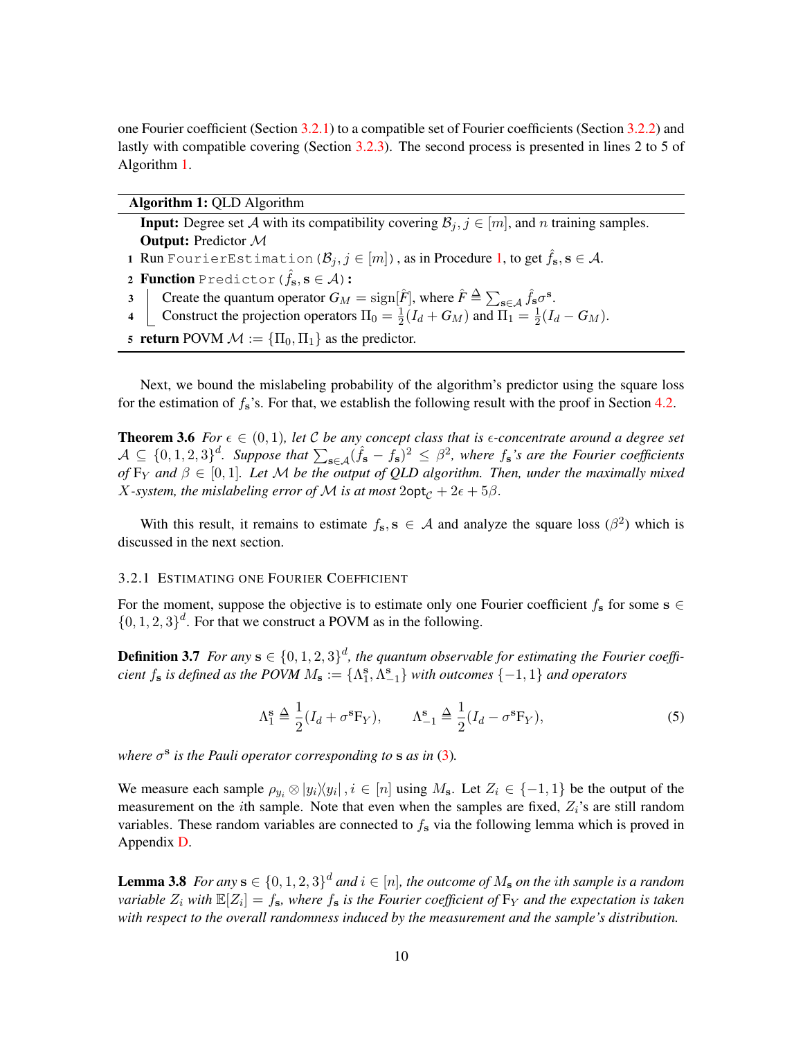one Fourier coefficient (Section 3.2.1) to a compatible set of Fourier coefficients (Section 3.2.2) and lastly with compatible covering (Section 3.2.3). The second process is presented in lines 2 to 5 of Algorithm 1.

---

**Algorithm 1:** QLD Algorithm

---

**Input:** Degree set $\mathcal{A}$ with its compatibility covering $\mathcal{B}_j, j \in [m]$, and $n$ training samples.
**Output:** Predictor $\mathcal{M}$

1. Run `FourierEstimation`$(\mathcal{B}_j, j \in [m])$, as in Procedure 1, to get $\hat{f}_{\mathbf{s}}, \mathbf{s} \in \mathcal{A}$.
2. **Function** `Predictor`$(\hat{f}_{\mathbf{s}}, \mathbf{s} \in \mathcal{A})$**:**
3. Create the quantum operator $G_M = \text{sign}[\hat{F}]$, where $\hat{F} \triangleq \sum_{\mathbf{s} \in \mathcal{A}} \hat{f}_{\mathbf{s}} \sigma^{\mathbf{s}}$.
4. Construct the projection operators $\Pi_0 = \frac{1}{2}(I_d + G_M)$ and $\Pi_1 = \frac{1}{2}(I_d - G_M)$.
5. **return** POVM $\mathcal{M} := \{\Pi_0, \Pi_1\}$ as the predictor.

---

Next, we bound the mislabeling probability of the algorithm's predictor using the square loss for the estimation of $f_{\mathbf{s}}$'s. For that, we establish the following result with the proof in Section 4.2.

**Theorem 3.6** *For $\epsilon \in (0,1)$, let $\mathcal{C}$ be any concept class that is $\epsilon$-concentrate around a degree set $\mathcal{A} \subseteq \{0,1,2,3\}^d$. Suppose that $\sum_{\mathbf{s} \in \mathcal{A}} (\hat{f}_{\mathbf{s}} - f_{\mathbf{s}})^2 \leq \beta^2$, where $f_{\mathbf{s}}$'s are the Fourier coefficients of $\mathrm{F}_Y$ and $\beta \in [0,1]$. Let $\mathcal{M}$ be the output of QLD algorithm. Then, under the maximally mixed $X$-system, the mislabeling error of $\mathcal{M}$ is at most $2\mathsf{opt}_{\mathcal{C}} + 2\epsilon + 5\beta$.*

With this result, it remains to estimate $f_{\mathbf{s}}, \mathbf{s} \in \mathcal{A}$ and analyze the square loss ($\beta^2$) which is discussed in the next section.

### 3.2.1 Estimating One Fourier Coefficient

For the moment, suppose the objective is to estimate only one Fourier coefficient $f_{\mathbf{s}}$ for some $\mathbf{s} \in \{0,1,2,3\}^d$. For that we construct a POVM as in the following.

**Definition 3.7** *For any $\mathbf{s} \in \{0,1,2,3\}^d$, the quantum observable for estimating the Fourier coefficient $f_{\mathbf{s}}$ is defined as the POVM $M_{\mathbf{s}} := \{\Lambda_1^{\mathbf{s}}, \Lambda_{-1}^{\mathbf{s}}\}$ with outcomes $\{-1,1\}$ and operators*

$$\Lambda_1^{\mathbf{s}} \triangleq \frac{1}{2}(I_d + \sigma^{\mathbf{s}} \mathrm{F}_Y), \qquad \Lambda_{-1}^{\mathbf{s}} \triangleq \frac{1}{2}(I_d - \sigma^{\mathbf{s}} \mathrm{F}_Y), \tag{5}$$

*where $\sigma^{\mathbf{s}}$ is the Pauli operator corresponding to $\mathbf{s}$ as in (3).*

We measure each sample $\rho_{y_i} \otimes |y_i\rangle\langle y_i|, i \in [n]$ using $M_{\mathbf{s}}$. Let $Z_i \in \{-1,1\}$ be the output of the measurement on the $i$th sample. Note that even when the samples are fixed, $Z_i$'s are still random variables. These random variables are connected to $f_{\mathbf{s}}$ via the following lemma which is proved in Appendix D.

**Lemma 3.8** *For any $\mathbf{s} \in \{0,1,2,3\}^d$ and $i \in [n]$, the outcome of $M_{\mathbf{s}}$ on the $i$th sample is a random variable $Z_i$ with $\mathbb{E}[Z_i] = f_{\mathbf{s}}$, where $f_{\mathbf{s}}$ is the Fourier coefficient of $\mathrm{F}_Y$ and the expectation is taken with respect to the overall randomness induced by the measurement and the sample's distribution.*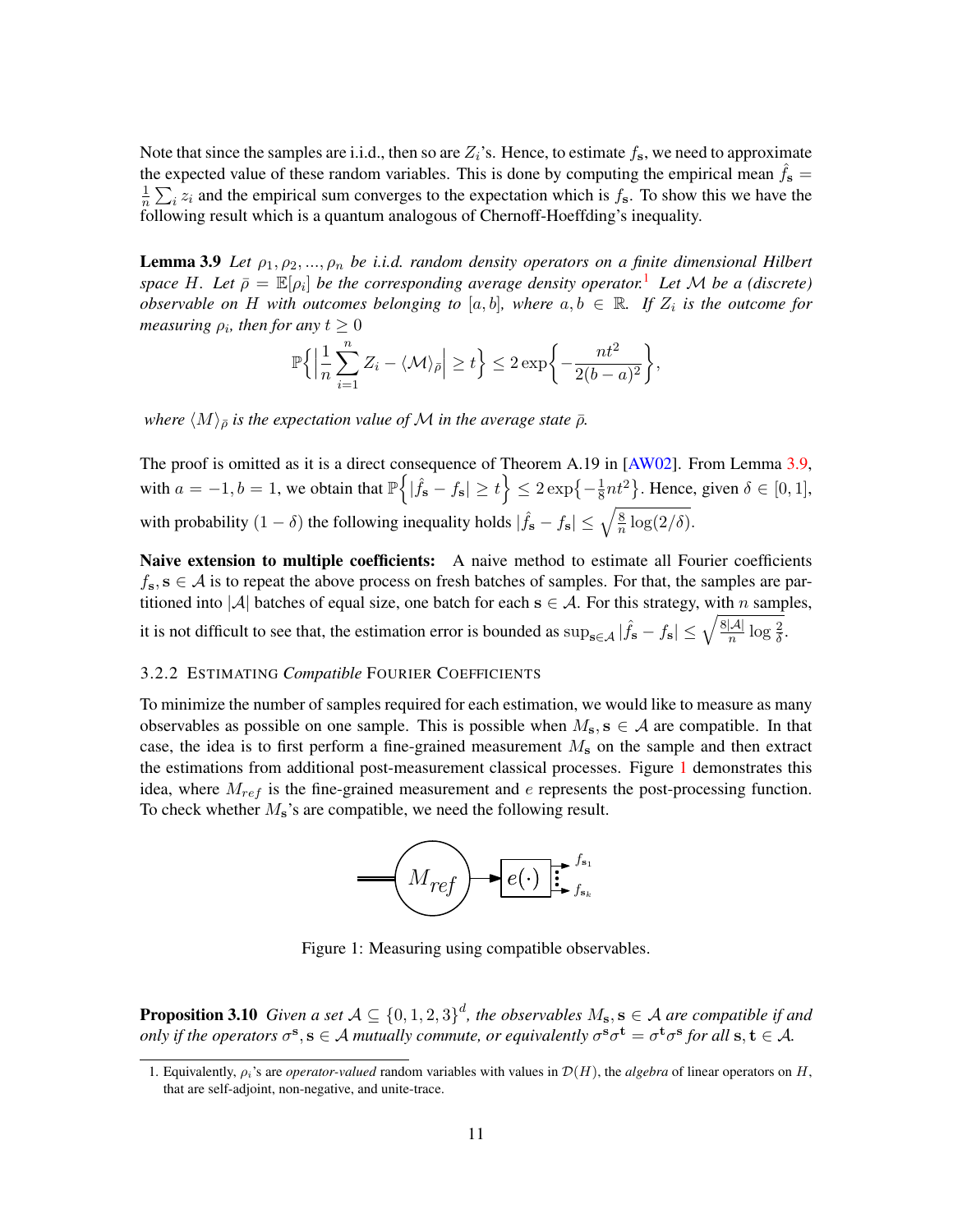Note that since the samples are i.i.d., then so are $Z_i$'s. Hence, to estimate $f_{\mathbf{s}}$, we need to approximate the expected value of these random variables. This is done by computing the empirical mean $\hat{f}_{\mathbf{s}} = \frac{1}{n}\sum_i z_i$ and the empirical sum converges to the expectation which is $f_{\mathbf{s}}$. To show this we have the following result which is a quantum analogous of Chernoff-Hoeffding's inequality.

**Lemma 3.9** *Let $\rho_1, \rho_2, ..., \rho_n$ be i.i.d. random density operators on a finite dimensional Hilbert space $H$. Let $\bar{\rho} = \mathbb{E}[\rho_i]$ be the corresponding average density operator.*[1] *Let $\mathcal{M}$ be a (discrete) observable on $H$ with outcomes belonging to $[a, b]$, where $a, b \in \mathbb{R}$. If $Z_i$ is the outcome for measuring $\rho_i$, then for any $t \geq 0$*

$$\mathbb{P}\bigg\{\Big|\frac{1}{n}\sum_{i=1}^{n} Z_i - \langle \mathcal{M} \rangle_{\bar{\rho}}\Big| \geq t\bigg\} \leq 2\exp\bigg\{-\frac{nt^2}{2(b-a)^2}\bigg\},$$

*where $\langle M \rangle_{\bar{\rho}}$ is the expectation value of $\mathcal{M}$ in the average state $\bar{\rho}$.*

The proof is omitted as it is a direct consequence of Theorem A.19 in [AW02]. From Lemma 3.9, with $a = -1, b = 1$, we obtain that $\mathbb{P}\Big\{|\hat{f}_{\mathbf{s}} - f_{\mathbf{s}}| \geq t\Big\} \leq 2\exp\{-\frac{1}{8}nt^2\}$. Hence, given $\delta \in [0, 1]$, with probability $(1-\delta)$ the following inequality holds $|\hat{f}_{\mathbf{s}} - f_{\mathbf{s}}| \leq \sqrt{\frac{8}{n}\log(2/\delta)}$.

**Naive extension to multiple coefficients:** A naive method to estimate all Fourier coefficients $f_{\mathbf{s}}, \mathbf{s} \in \mathcal{A}$ is to repeat the above process on fresh batches of samples. For that, the samples are partitioned into $|\mathcal{A}|$ batches of equal size, one batch for each $\mathbf{s} \in \mathcal{A}$. For this strategy, with $n$ samples, it is not difficult to see that, the estimation error is bounded as $\sup_{\mathbf{s}\in\mathcal{A}} |\hat{f}_{\mathbf{s}} - f_{\mathbf{s}}| \leq \sqrt{\frac{8|\mathcal{A}|}{n}\log\frac{2}{\delta}}$.

### 3.2.2 Estimating *Compatible* Fourier Coefficients

To minimize the number of samples required for each estimation, we would like to measure as many observables as possible on one sample. This is possible when $M_{\mathbf{s}}, \mathbf{s} \in \mathcal{A}$ are compatible. In that case, the idea is to first perform a fine-grained measurement $M_{\mathbf{s}}$ on the sample and then extract the estimations from additional post-measurement classical processes. Figure 1 demonstrates this idea, where $M_{ref}$ is the fine-grained measurement and $e$ represents the post-processing function. To check whether $M_{\mathbf{s}}$'s are compatible, we need the following result.

Figure 1: Measuring using compatible observables.

**Proposition 3.10** *Given a set $\mathcal{A} \subseteq \{0, 1, 2, 3\}^d$, the observables $M_{\mathbf{s}}, \mathbf{s} \in \mathcal{A}$ are compatible if and only if the operators $\sigma^{\mathbf{s}}, \mathbf{s} \in \mathcal{A}$ mutually commute, or equivalently $\sigma^{\mathbf{s}}\sigma^{\mathbf{t}} = \sigma^{\mathbf{t}}\sigma^{\mathbf{s}}$ for all $\mathbf{s}, \mathbf{t} \in \mathcal{A}$.*

1. Equivalently, $\rho_i$'s are *operator-valued* random variables with values in $\mathcal{D}(H)$, the *algebra* of linear operators on $H$, that are self-adjoint, non-negative, and unite-trace.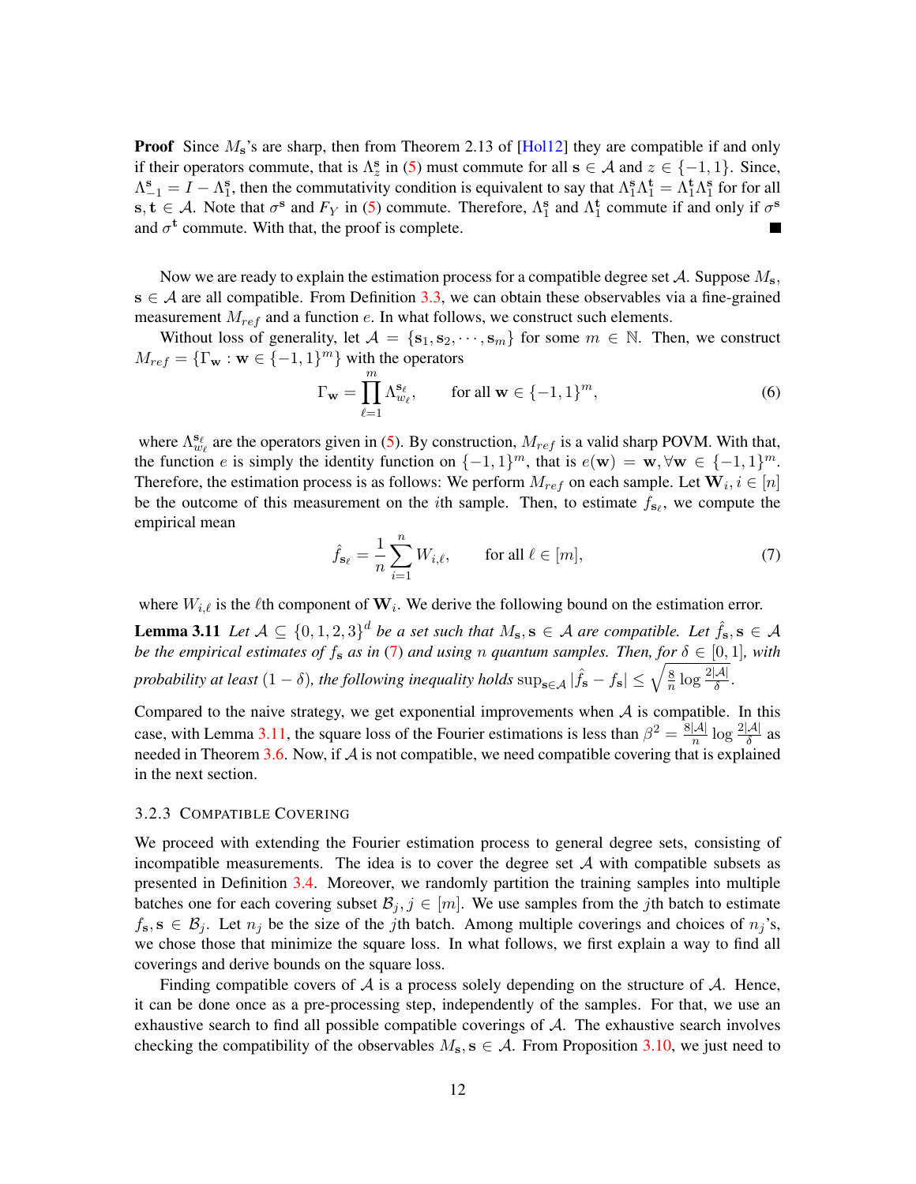**Proof** Since $M_{\mathbf{s}}$'s are sharp, then from Theorem 2.13 of [Hol12] they are compatible if and only if their operators commute, that is $\Lambda^{\mathbf{s}}_z$ in (5) must commute for all $\mathbf{s} \in \mathcal{A}$ and $z \in \{-1, 1\}$. Since, $\Lambda^{\mathbf{s}}_{-1} = I - \Lambda^{\mathbf{s}}_1$, then the commutativity condition is equivalent to say that $\Lambda^{\mathbf{s}}_1 \Lambda^{\mathbf{t}}_1 = \Lambda^{\mathbf{t}}_1 \Lambda^{\mathbf{s}}_1$ for for all $\mathbf{s}, \mathbf{t} \in \mathcal{A}$. Note that $\sigma^{\mathbf{s}}$ and $F_Y$ in (5) commute. Therefore, $\Lambda^{\mathbf{s}}_1$ and $\Lambda^{\mathbf{t}}_1$ commute if and only if $\sigma^{\mathbf{s}}$ and $\sigma^{\mathbf{t}}$ commute. With that, the proof is complete. ■

Now we are ready to explain the estimation process for a compatible degree set $\mathcal{A}$. Suppose $M_{\mathbf{s}}$, $\mathbf{s} \in \mathcal{A}$ are all compatible. From Definition 3.3, we can obtain these observables via a fine-grained measurement $M_{ref}$ and a function $e$. In what follows, we construct such elements.

Without loss of generality, let $\mathcal{A} = \{\mathbf{s}_1, \mathbf{s}_2, \cdots, \mathbf{s}_m\}$ for some $m \in \mathbb{N}$. Then, we construct $M_{ref} = \{\Gamma_{\mathbf{w}} : \mathbf{w} \in \{-1, 1\}^m\}$ with the operators

$$\Gamma_{\mathbf{w}} = \prod_{\ell=1}^{m} \Lambda^{\mathbf{s}_\ell}_{w_\ell}, \qquad \text{for all } \mathbf{w} \in \{-1, 1\}^m, \tag{6}$$

where $\Lambda^{\mathbf{s}_\ell}_{w_\ell}$ are the operators given in (5). By construction, $M_{ref}$ is a valid sharp POVM. With that, the function $e$ is simply the identity function on $\{-1, 1\}^m$, that is $e(\mathbf{w}) = \mathbf{w}, \forall \mathbf{w} \in \{-1, 1\}^m$. Therefore, the estimation process is as follows: We perform $M_{ref}$ on each sample. Let $\mathbf{W}_i, i \in [n]$ be the outcome of this measurement on the $i$th sample. Then, to estimate $f_{\mathbf{s}_\ell}$, we compute the empirical mean

$$\hat{f}_{\mathbf{s}_\ell} = \frac{1}{n} \sum_{i=1}^{n} W_{i,\ell}, \qquad \text{for all } \ell \in [m], \tag{7}$$

where $W_{i,\ell}$ is the $\ell$th component of $\mathbf{W}_i$. We derive the following bound on the estimation error.

**Lemma 3.11** *Let $\mathcal{A} \subseteq \{0, 1, 2, 3\}^d$ be a set such that $M_{\mathbf{s}}, \mathbf{s} \in \mathcal{A}$ are compatible. Let $\hat{f}_{\mathbf{s}}, \mathbf{s} \in \mathcal{A}$ be the empirical estimates of $f_{\mathbf{s}}$ as in (7) and using $n$ quantum samples. Then, for $\delta \in [0, 1]$, with probability at least $(1 - \delta)$, the following inequality holds $\sup_{\mathbf{s} \in \mathcal{A}} |\hat{f}_{\mathbf{s}} - f_{\mathbf{s}}| \leq \sqrt{\frac{8}{n} \log \frac{2|\mathcal{A}|}{\delta}}$.*

Compared to the naive strategy, we get exponential improvements when $\mathcal{A}$ is compatible. In this case, with Lemma 3.11, the square loss of the Fourier estimations is less than $\beta^2 = \frac{8|\mathcal{A}|}{n} \log \frac{2|\mathcal{A}|}{\delta}$ as needed in Theorem 3.6. Now, if $\mathcal{A}$ is not compatible, we need compatible covering that is explained in the next section.

### 3.2.3 Compatible Covering

We proceed with extending the Fourier estimation process to general degree sets, consisting of incompatible measurements. The idea is to cover the degree set $\mathcal{A}$ with compatible subsets as presented in Definition 3.4. Moreover, we randomly partition the training samples into multiple batches one for each covering subset $\mathcal{B}_j, j \in [m]$. We use samples from the $j$th batch to estimate $f_{\mathbf{s}}, \mathbf{s} \in \mathcal{B}_j$. Let $n_j$ be the size of the $j$th batch. Among multiple coverings and choices of $n_j$'s, we chose those that minimize the square loss. In what follows, we first explain a way to find all coverings and derive bounds on the square loss.

Finding compatible covers of $\mathcal{A}$ is a process solely depending on the structure of $\mathcal{A}$. Hence, it can be done once as a pre-processing step, independently of the samples. For that, we use an exhaustive search to find all possible compatible coverings of $\mathcal{A}$. The exhaustive search involves checking the compatibility of the observables $M_{\mathbf{s}}, \mathbf{s} \in \mathcal{A}$. From Proposition 3.10, we just need to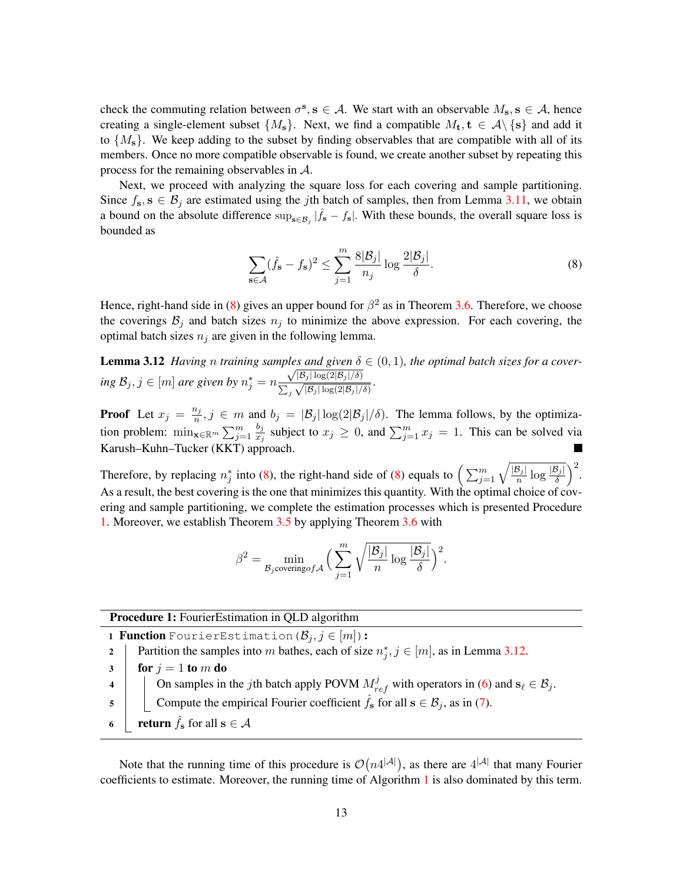check the commuting relation between $\sigma^{\mathbf{s}}, \mathbf{s} \in \mathcal{A}$. We start with an observable $M_{\mathbf{s}}, \mathbf{s} \in \mathcal{A}$, hence creating a single-element subset $\{M_{\mathbf{s}}\}$. Next, we find a compatible $M_{\mathbf{t}}, \mathbf{t} \in \mathcal{A} \setminus \{\mathbf{s}\}$ and add it to $\{M_{\mathbf{s}}\}$. We keep adding to the subset by finding observables that are compatible with all of its members. Once no more compatible observable is found, we create another subset by repeating this process for the remaining observables in $\mathcal{A}$.

Next, we proceed with analyzing the square loss for each covering and sample partitioning. Since $f_{\mathbf{s}}, \mathbf{s} \in \mathcal{B}_j$ are estimated using the $j$th batch of samples, then from Lemma 3.11, we obtain a bound on the absolute difference $\sup_{\mathbf{s} \in \mathcal{B}_j} |\hat{f}_{\mathbf{s}} - f_{\mathbf{s}}|$. With these bounds, the overall square loss is bounded as

$$\sum_{\mathbf{s} \in \mathcal{A}} (\hat{f}_{\mathbf{s}} - f_{\mathbf{s}})^2 \leq \sum_{j=1}^{m} \frac{8|\mathcal{B}_j|}{n_j} \log \frac{2|\mathcal{B}_j|}{\delta}. \tag{8}$$

Hence, right-hand side in (8) gives an upper bound for $\beta^2$ as in Theorem 3.6. Therefore, we choose the coverings $\mathcal{B}_j$ and batch sizes $n_j$ to minimize the above expression. For each covering, the optimal batch sizes $n_j$ are given in the following lemma.

**Lemma 3.12** *Having $n$ training samples and given $\delta \in (0,1)$, the optimal batch sizes for a covering $\mathcal{B}_j, j \in [m]$ are given by $n_j^* = n \frac{\sqrt{|\mathcal{B}_j| \log(2|\mathcal{B}_j|/\delta)}}{\sum_j \sqrt{|\mathcal{B}_j| \log(2|\mathcal{B}_j|/\delta)}}$.*

**Proof** Let $x_j = \frac{n_j}{n}, j \in m$ and $b_j = |\mathcal{B}_j| \log(2|\mathcal{B}_j|/\delta)$. The lemma follows, by the optimization problem: $\min_{\mathbf{x} \in \mathbb{R}^m} \sum_{j=1}^m \frac{b_j}{x_j}$ subject to $x_j \geq 0$, and $\sum_{j=1}^m x_j = 1$. This can be solved via Karush–Kuhn–Tucker (KKT) approach. ∎

Therefore, by replacing $n_j^*$ into (8), the right-hand side of (8) equals to $\Big(\sum_{j=1}^m \sqrt{\frac{|\mathcal{B}_j|}{n} \log \frac{|\mathcal{B}_j|}{\delta}}\Big)^2$. As a result, the best covering is the one that minimizes this quantity. With the optimal choice of covering and sample partitioning, we complete the estimation processes which is presented Procedure 1. Moreover, we establish Theorem 3.5 by applying Theorem 3.6 with

$$\beta^2 = \min_{\mathcal{B}_j \text{covering} of \mathcal{A}} \Big(\sum_{j=1}^m \sqrt{\frac{|\mathcal{B}_j|}{n} \log \frac{|\mathcal{B}_j|}{\delta}}\Big)^2.$$

**Procedure 1:** FourierEstimation in QLD algorithm

```
1 Function FourierEstimation(B_j, j ∈ [m]):
2     Partition the samples into m bathes, each of size n*_j, j ∈ [m], as in Lemma 3.12.
3     for j = 1 to m do
4         On samples in the jth batch apply POVM M^j_ref with operators in (6) and s_ℓ ∈ B_j.
5         Compute the empirical Fourier coefficient f̂_s for all s ∈ B_j, as in (7).
6     return f̂_s for all s ∈ A
```

Note that the running time of this procedure is $\mathcal{O}(n4^{|\mathcal{A}|})$, as there are $4^{|\mathcal{A}|}$ that many Fourier coefficients to estimate. Moreover, the running time of Algorithm 1 is also dominated by this term.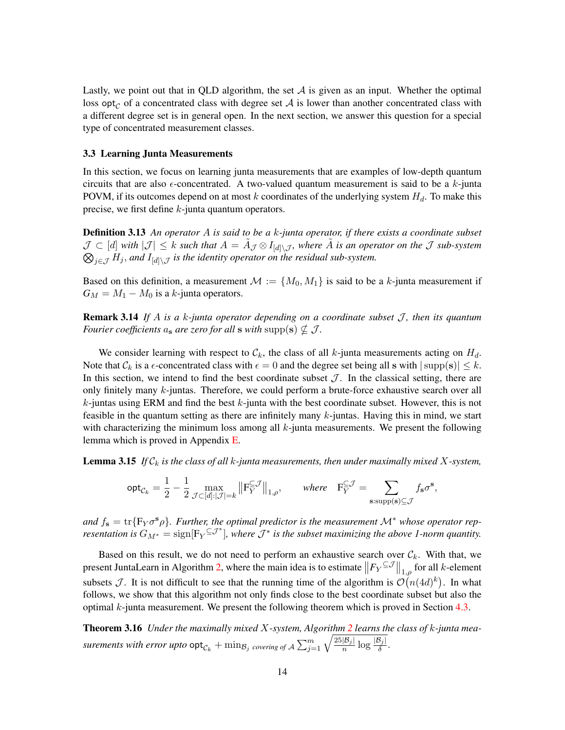Lastly, we point out that in QLD algorithm, the set $\mathcal{A}$ is given as an input. Whether the optimal loss $\mathsf{opt}_{\mathcal{C}}$ of a concentrated class with degree set $\mathcal{A}$ is lower than another concentrated class with a different degree set is in general open. In the next section, we answer this question for a special type of concentrated measurement classes.

### 3.3 Learning Junta Measurements

In this section, we focus on learning junta measurements that are examples of low-depth quantum circuits that are also $\epsilon$-concentrated. A two-valued quantum measurement is said to be a $k$-junta POVM, if its outcomes depend on at most $k$ coordinates of the underlying system $H_d$. To make this precise, we first define $k$-junta quantum operators.

**Definition 3.13** *An operator $A$ is said to be a $k$-junta operator, if there exists a coordinate subset $\mathcal{J} \subset [d]$ with $|\mathcal{J}| \leq k$ such that $A = \tilde{A}_{\mathcal{J}} \otimes I_{[d]\setminus\mathcal{J}}$, where $\tilde{A}$ is an operator on the $\mathcal{J}$ sub-system $\bigotimes_{j\in\mathcal{J}} H_j$, and $I_{[d]\setminus\mathcal{J}}$ is the identity operator on the residual sub-system.*

Based on this definition, a measurement $\mathcal{M} := \{M_0, M_1\}$ is said to be a $k$-junta measurement if $G_M = M_1 - M_0$ is a $k$-junta operators.

**Remark 3.14** *If $A$ is a $k$-junta operator depending on a coordinate subset $\mathcal{J}$, then its quantum Fourier coefficients $a_{\mathbf{s}}$ are zero for all $\mathbf{s}$ with $\mathrm{supp}(\mathbf{s}) \nsubseteq \mathcal{J}$.*

We consider learning with respect to $\mathcal{C}_k$, the class of all $k$-junta measurements acting on $H_d$. Note that $\mathcal{C}_k$ is a $\epsilon$-concentrated class with $\epsilon = 0$ and the degree set being all $\mathbf{s}$ with $|\mathrm{supp}(\mathbf{s})| \leq k$. In this section, we intend to find the best coordinate subset $\mathcal{J}$. In the classical setting, there are only finitely many $k$-juntas. Therefore, we could perform a brute-force exhaustive search over all $k$-juntas using ERM and find the best $k$-junta with the best coordinate subset. However, this is not feasible in the quantum setting as there are infinitely many $k$-juntas. Having this in mind, we start with characterizing the minimum loss among all $k$-junta measurements. We present the following lemma which is proved in Appendix E.

**Lemma 3.15** *If $\mathcal{C}_k$ is the class of all $k$-junta measurements, then under maximally mixed $X$-system,*

$$\mathsf{opt}_{\mathcal{C}_k} = \frac{1}{2} - \frac{1}{2} \max_{\mathcal{J}\subset[d]:|\mathcal{J}|=k} \left\| \mathrm{F}_Y^{\subseteq\mathcal{J}} \right\|_{1,\rho}, \qquad \text{where} \quad \mathrm{F}_Y^{\subseteq\mathcal{J}} = \sum_{\mathbf{s}:\mathrm{supp}(\mathbf{s})\subseteq\mathcal{J}} f_{\mathbf{s}} \sigma^{\mathbf{s}},$$

*and $f_{\mathbf{s}} = \mathrm{tr}\{\mathrm{F}_Y \sigma^{\mathbf{s}} \rho\}$. Further, the optimal predictor is the measurement $\mathcal{M}^*$ whose operator representation is $G_{M^*} = \mathrm{sign}[\mathrm{F}_Y{}^{\subseteq\mathcal{J}^*}]$, where $\mathcal{J}^*$ is the subset maximizing the above 1-norm quantity.*

Based on this result, we do not need to perform an exhaustive search over $\mathcal{C}_k$. With that, we present JuntaLearn in Algorithm 2, where the main idea is to estimate $\left\| F_Y{}^{\subseteq\mathcal{J}} \right\|_{1,\rho}$ for all $k$-element subsets $\mathcal{J}$. It is not difficult to see that the running time of the algorithm is $\mathcal{O}\big(n(4d)^k\big)$. In what follows, we show that this algorithm not only finds close to the best coordinate subset but also the optimal $k$-junta measurement. We present the following theorem which is proved in Section 4.3.

**Theorem 3.16** *Under the maximally mixed $X$-system, Algorithm 2 learns the class of $k$-junta measurements with error upto $\mathsf{opt}_{\mathcal{C}_k} + \min_{\mathcal{B}_j \text{ covering of } \mathcal{A}} \sum_{j=1}^{m} \sqrt{\frac{25|\mathcal{B}_j|}{n} \log \frac{|\mathcal{B}_j|}{\delta}}$.*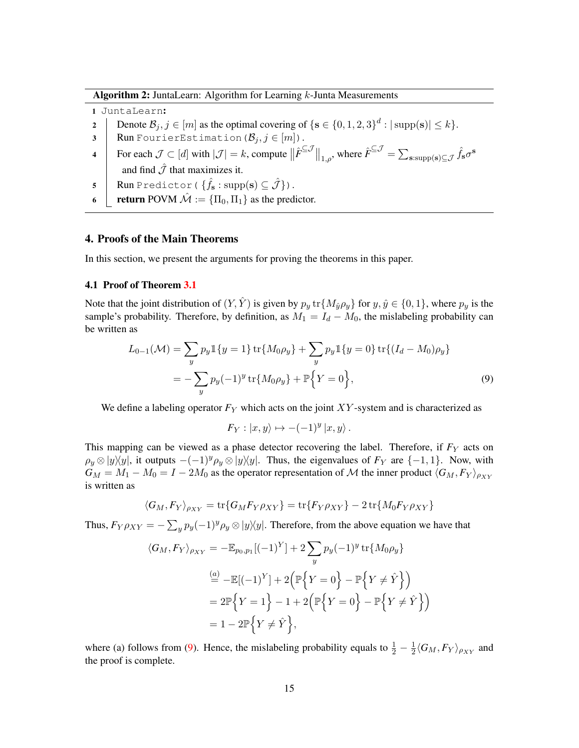**Algorithm 2:** JuntaLearn: Algorithm for Learning $k$-Junta Measurements

```
1 JuntaLearn:
2    Denote B_j, j ∈ [m] as the optimal covering of {s ∈ {0,1,2,3}^d : |supp(s)| ≤ k}.
3    Run FourierEstimation(B_j, j ∈ [m]).
4    For each J ⊂ [d] with |J| = k, compute ||F̂^{⊆J}||_{1,ρ}, where F̂^{⊆J} = Σ_{s:supp(s)⊆J} f̂_s σ^s
       and find Ĵ that maximizes it.
5    Run Predictor({f̂_s : supp(s) ⊆ Ĵ}).
6    return POVM M̂ := {Π_0, Π_1} as the predictor.
```

1. `JuntaLearn`:
2. Denote $\mathcal{B}_j, j \in [m]$ as the optimal covering of $\{\mathbf{s} \in \{0,1,2,3\}^d : |\text{supp}(\mathbf{s})| \leq k\}$.
3. Run `FourierEstimation`$(\mathcal{B}_j, j \in [m])$.
4. For each $\mathcal{J} \subset [d]$ with $|\mathcal{J}| = k$, compute $\left\|\hat{F}^{\subseteq \mathcal{J}}\right\|_{1,\rho}$, where $\hat{F}^{\subseteq \mathcal{J}} = \sum_{\mathbf{s}:\text{supp}(\mathbf{s}) \subseteq \mathcal{J}} \hat{f}_{\mathbf{s}} \sigma^{\mathbf{s}}$ and find $\hat{\mathcal{J}}$ that maximizes it.
5. Run `Predictor`$(\{\hat{f}_{\mathbf{s}} : \text{supp}(\mathbf{s}) \subseteq \hat{\mathcal{J}}\})$.
6. **return** POVM $\hat{\mathcal{M}} := \{\Pi_0, \Pi_1\}$ as the predictor.

## 4. Proofs of the Main Theorems

In this section, we present the arguments for proving the theorems in this paper.

### 4.1 Proof of Theorem 3.1

Note that the joint distribution of $(Y, \hat{Y})$ is given by $p_y \operatorname{tr}\{M_{\hat{y}}\rho_y\}$ for $y, \hat{y} \in \{0,1\}$, where $p_y$ is the sample's probability. Therefore, by definition, as $M_1 = I_d - M_0$, the mislabeling probability can be written as

$$
\begin{aligned}
L_{0-1}(\mathcal{M}) &= \sum_y p_y \mathbb{1}\{y = 1\} \operatorname{tr}\{M_0 \rho_y\} + \sum_y p_y \mathbb{1}\{y = 0\} \operatorname{tr}\{(I_d - M_0)\rho_y\} \\
&= -\sum_y p_y (-1)^y \operatorname{tr}\{M_0 \rho_y\} + \mathbb{P}\Big\{Y = 0\Big\},
\end{aligned}
\tag{9}
$$

We define a labeling operator $F_Y$ which acts on the joint $XY$-system and is characterized as

$$
F_Y : |x, y\rangle \mapsto -(-1)^y |x, y\rangle .
$$

This mapping can be viewed as a phase detector recovering the label. Therefore, if $F_Y$ acts on $\rho_y \otimes |y\rangle\langle y|$, it outputs $-(-1)^y \rho_y \otimes |y\rangle\langle y|$. Thus, the eigenvalues of $F_Y$ are $\{-1, 1\}$. Now, with $G_M = M_1 - M_0 = I - 2M_0$ as the operator representation of $\mathcal{M}$ the inner product $\langle G_M, F_Y \rangle_{\rho_{XY}}$ is written as

$$
\langle G_M, F_Y \rangle_{\rho_{XY}} = \operatorname{tr}\{G_M F_Y \rho_{XY}\} = \operatorname{tr}\{F_Y \rho_{XY}\} - 2\operatorname{tr}\{M_0 F_Y \rho_{XY}\}
$$

Thus, $F_Y \rho_{XY} = -\sum_y p_y (-1)^y \rho_y \otimes |y\rangle\langle y|$. Therefore, from the above equation we have that

$$
\begin{aligned}
\langle G_M, F_Y \rangle_{\rho_{XY}} &= -\mathbb{E}_{p_0, p_1}[(-1)^Y] + 2\sum_y p_y (-1)^y \operatorname{tr}\{M_0 \rho_y\} \\
&\overset{(a)}{=} -\mathbb{E}[(-1)^Y] + 2\Big(\mathbb{P}\Big\{Y = 0\Big\} - \mathbb{P}\Big\{Y \neq \hat{Y}\Big\}\Big) \\
&= 2\mathbb{P}\Big\{Y = 1\Big\} - 1 + 2\Big(\mathbb{P}\Big\{Y = 0\Big\} - \mathbb{P}\Big\{Y \neq \hat{Y}\Big\}\Big) \\
&= 1 - 2\mathbb{P}\Big\{Y \neq \hat{Y}\Big\},
\end{aligned}
$$

where (a) follows from (9). Hence, the mislabeling probability equals to $\frac{1}{2} - \frac{1}{2}\langle G_M, F_Y \rangle_{\rho_{XY}}$ and the proof is complete.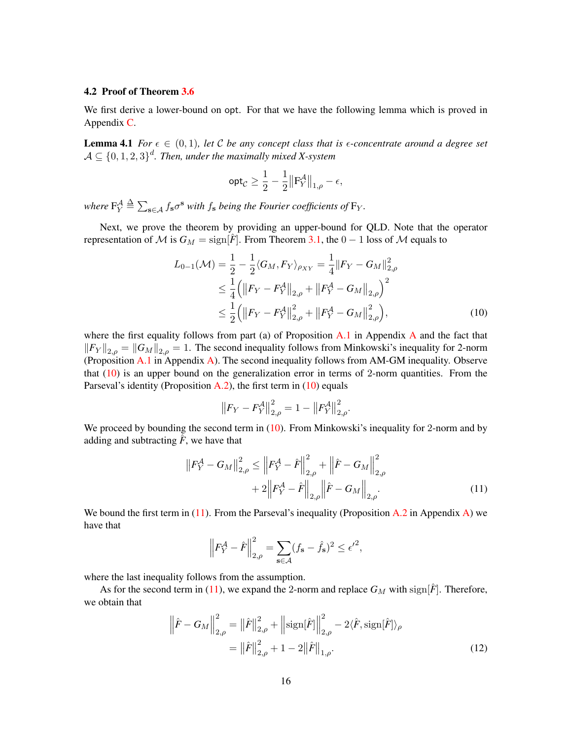### 4.2 Proof of Theorem 3.6

We first derive a lower-bound on opt. For that we have the following lemma which is proved in Appendix C.

**Lemma 4.1** *For $\epsilon \in (0,1)$, let $\mathcal{C}$ be any concept class that is $\epsilon$-concentrate around a degree set $\mathcal{A} \subseteq \{0,1,2,3\}^d$. Then, under the maximally mixed X-system*

$$\mathsf{opt}_{\mathcal{C}} \geq \frac{1}{2} - \frac{1}{2}\left\|\mathrm{F}_Y^{\mathcal{A}}\right\|_{1,\rho} - \epsilon,$$

*where $\mathrm{F}_Y^{\mathcal{A}} \triangleq \sum_{\mathbf{s}\in\mathcal{A}} f_{\mathbf{s}} \sigma^{\mathbf{s}}$ with $f_{\mathbf{s}}$ being the Fourier coefficients of $\mathrm{F}_Y$.*

Next, we prove the theorem by providing an upper-bound for QLD. Note that the operator representation of $\mathcal{M}$ is $G_M = \mathrm{sign}[\hat{F}]$. From Theorem 3.1, the $0-1$ loss of $\mathcal{M}$ equals to

$$\begin{aligned}
L_{0-1}(\mathcal{M}) &= \frac{1}{2} - \frac{1}{2}\langle G_M, F_Y\rangle_{\rho_{XY}} = \frac{1}{4}\|F_Y - G_M\|_{2,\rho}^2 \\
&\leq \frac{1}{4}\Big(\|F_Y - F_Y^{\mathcal{A}}\|_{2,\rho} + \|F_Y^{\mathcal{A}} - G_M\|_{2,\rho}\Big)^2 \\
&\leq \frac{1}{2}\Big(\|F_Y - F_Y^{\mathcal{A}}\|_{2,\rho}^2 + \|F_Y^{\mathcal{A}} - G_M\|_{2,\rho}^2\Big),
\end{aligned} \tag{10}$$

where the first equality follows from part (a) of Proposition A.1 in Appendix A and the fact that $\|F_Y\|_{2,\rho} = \|G_M\|_{2,\rho} = 1$. The second inequality follows from Minkowski's inequality for 2-norm (Proposition A.1 in Appendix A). The second inequality follows from AM-GM inequality. Observe that (10) is an upper bound on the generalization error in terms of 2-norm quantities. From the Parseval's identity (Proposition A.2), the first term in (10) equals

$$\|F_Y - F_Y^{\mathcal{A}}\|_{2,\rho}^2 = 1 - \|F_Y^{\mathcal{A}}\|_{2,\rho}^2.$$

We proceed by bounding the second term in (10). From Minkowski's inequality for 2-norm and by adding and subtracting $\hat{F}$, we have that

$$\begin{aligned}
\|F_Y^{\mathcal{A}} - G_M\|_{2,\rho}^2 \leq \left\|F_Y^{\mathcal{A}} - \hat{F}\right\|_{2,\rho}^2 + \left\|\hat{F} - G_M\right\|_{2,\rho}^2 \\
+ 2\left\|F_Y^{\mathcal{A}} - \hat{F}\right\|_{2,\rho}\left\|\hat{F} - G_M\right\|_{2,\rho}.
\end{aligned} \tag{11}$$

We bound the first term in (11). From the Parseval's inequality (Proposition A.2 in Appendix A) we have that

$$\left\|F_Y^{\mathcal{A}} - \hat{F}\right\|_{2,\rho}^2 = \sum_{\mathbf{s}\in\mathcal{A}}(f_{\mathbf{s}} - \hat{f}_{\mathbf{s}})^2 \leq \epsilon'^2,$$

where the last inequality follows from the assumption.

As for the second term in (11), we expand the 2-norm and replace $G_M$ with $\mathrm{sign}[\hat{F}]$. Therefore, we obtain that

$$\begin{aligned}
\left\|\hat{F} - G_M\right\|_{2,\rho}^2 &= \|\hat{F}\|_{2,\rho}^2 + \left\|\mathrm{sign}[\hat{F}]\right\|_{2,\rho}^2 - 2\langle \hat{F}, \mathrm{sign}[\hat{F}]\rangle_\rho \\
&= \|\hat{F}\|_{2,\rho}^2 + 1 - 2\|\hat{F}\|_{1,\rho}.
\end{aligned} \tag{12}$$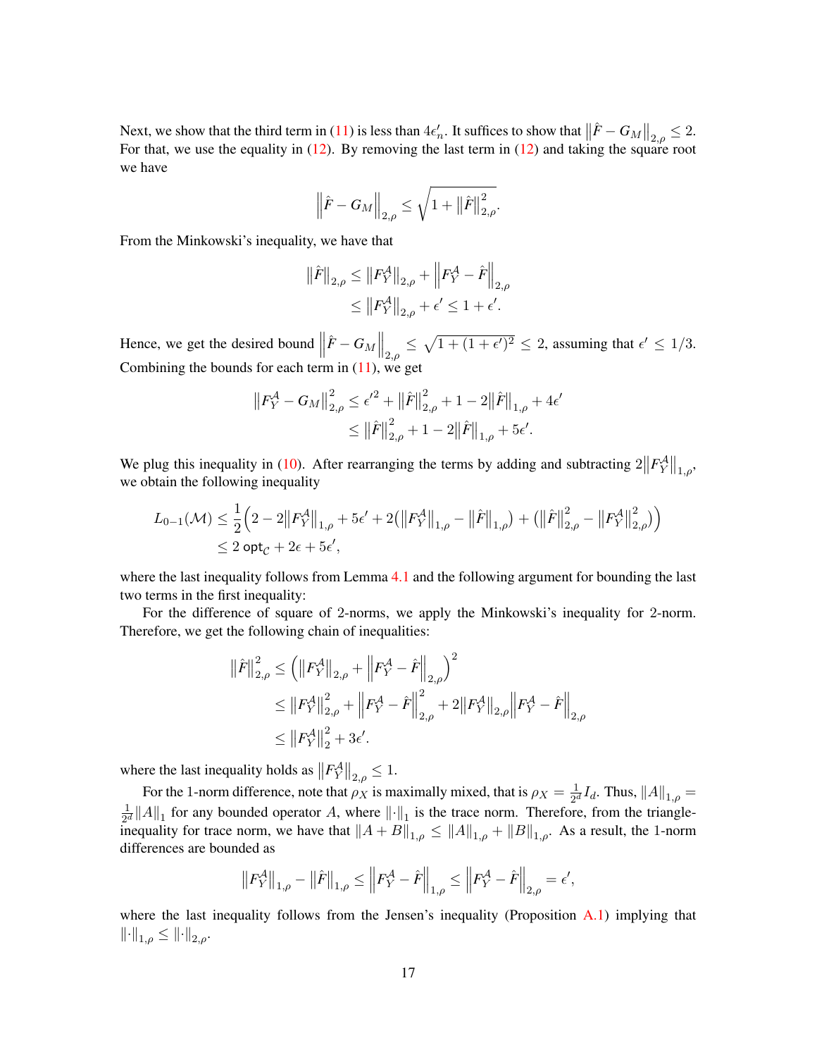Next, we show that the third term in (11) is less than $4\epsilon'_n$. It suffices to show that $\left\|\hat{F} - G_M\right\|_{2,\rho} \leq 2$. For that, we use the equality in (12). By removing the last term in (12) and taking the square root we have

$$\left\|\hat{F} - G_M\right\|_{2,\rho} \leq \sqrt{1 + \left\|\hat{F}\right\|_{2,\rho}^2}.$$

From the Minkowski's inequality, we have that

$$\begin{aligned}
\|\hat{F}\|_{2,\rho} &\leq \left\|F_Y^{\mathcal{A}}\right\|_{2,\rho} + \left\|F_Y^{\mathcal{A}} - \hat{F}\right\|_{2,\rho} \\
&\leq \left\|F_Y^{\mathcal{A}}\right\|_{2,\rho} + \epsilon' \leq 1 + \epsilon'.
\end{aligned}$$

Hence, we get the desired bound $\left\|\hat{F} - G_M\right\|_{2,\rho} \leq \sqrt{1 + (1+\epsilon')^2} \leq 2$, assuming that $\epsilon' \leq 1/3$. Combining the bounds for each term in (11), we get

$$\begin{aligned}
\left\|F_Y^{\mathcal{A}} - G_M\right\|_{2,\rho}^2 &\leq \epsilon'^2 + \left\|\hat{F}\right\|_{2,\rho}^2 + 1 - 2\left\|\hat{F}\right\|_{1,\rho} + 4\epsilon' \\
&\leq \left\|\hat{F}\right\|_{2,\rho}^2 + 1 - 2\left\|\hat{F}\right\|_{1,\rho} + 5\epsilon'.
\end{aligned}$$

We plug this inequality in (10). After rearranging the terms by adding and subtracting $2\left\|F_Y^{\mathcal{A}}\right\|_{1,\rho}$, we obtain the following inequality

$$\begin{aligned}
L_{0-1}(\mathcal{M}) &\leq \frac{1}{2}\Big(2 - 2\left\|F_Y^{\mathcal{A}}\right\|_{1,\rho} + 5\epsilon' + 2\big(\left\|F_Y^{\mathcal{A}}\right\|_{1,\rho} - \left\|\hat{F}\right\|_{1,\rho}\big) + \big(\left\|\hat{F}\right\|_{2,\rho}^2 - \left\|F_Y^{\mathcal{A}}\right\|_{2,\rho}^2\big)\Big) \\
&\leq 2\,\mathsf{opt}_{\mathcal{C}} + 2\epsilon + 5\epsilon',
\end{aligned}$$

where the last inequality follows from Lemma 4.1 and the following argument for bounding the last two terms in the first inequality:

For the difference of square of 2-norms, we apply the Minkowski's inequality for 2-norm. Therefore, we get the following chain of inequalities:

$$\begin{aligned}
\left\|\hat{F}\right\|_{2,\rho}^2 &\leq \Big(\left\|F_Y^{\mathcal{A}}\right\|_{2,\rho} + \left\|F_Y^{\mathcal{A}} - \hat{F}\right\|_{2,\rho}\Big)^2 \\
&\leq \left\|F_Y^{\mathcal{A}}\right\|_{2,\rho}^2 + \left\|F_Y^{\mathcal{A}} - \hat{F}\right\|_{2,\rho}^2 + 2\left\|F_Y^{\mathcal{A}}\right\|_{2,\rho}\left\|F_Y^{\mathcal{A}} - \hat{F}\right\|_{2,\rho} \\
&\leq \left\|F_Y^{\mathcal{A}}\right\|_2^2 + 3\epsilon'.
\end{aligned}$$

where the last inequality holds as $\left\|F_Y^{\mathcal{A}}\right\|_{2,\rho} \leq 1$.

For the 1-norm difference, note that $\rho_X$ is maximally mixed, that is $\rho_X = \frac{1}{2^d}I_d$. Thus, $\|A\|_{1,\rho} = \frac{1}{2^d}\|A\|_1$ for any bounded operator $A$, where $\|\cdot\|_1$ is the trace norm. Therefore, from the triangle-inequality for trace norm, we have that $\|A + B\|_{1,\rho} \leq \|A\|_{1,\rho} + \|B\|_{1,\rho}$. As a result, the 1-norm differences are bounded as

$$\left\|F_Y^{\mathcal{A}}\right\|_{1,\rho} - \left\|\hat{F}\right\|_{1,\rho} \leq \left\|F_Y^{\mathcal{A}} - \hat{F}\right\|_{1,\rho} \leq \left\|F_Y^{\mathcal{A}} - \hat{F}\right\|_{2,\rho} = \epsilon',$$

where the last inequality follows from the Jensen's inequality (Proposition A.1) implying that $\|\cdot\|_{1,\rho} \leq \|\cdot\|_{2,\rho}$.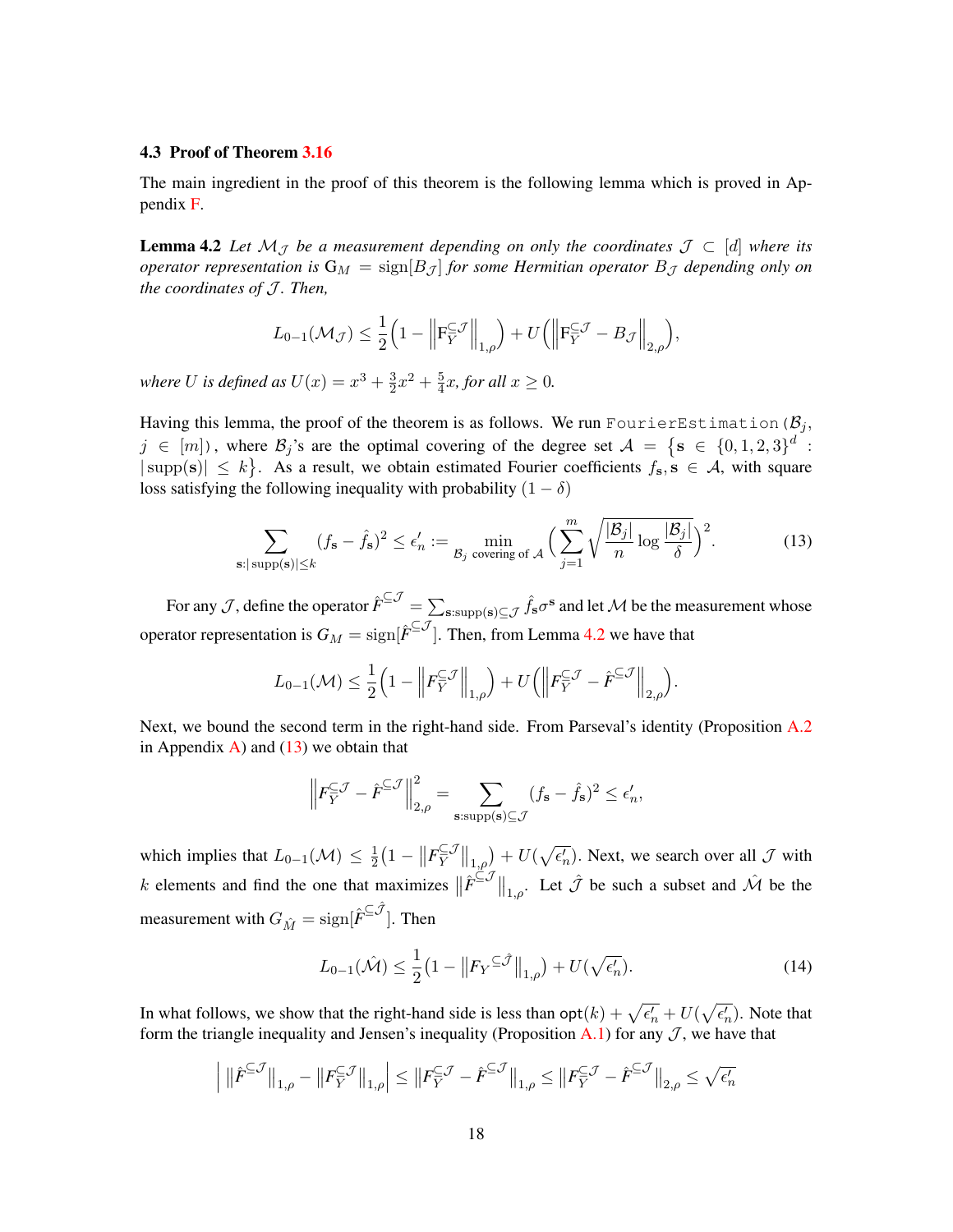### 4.3 Proof of Theorem 3.16

The main ingredient in the proof of this theorem is the following lemma which is proved in Appendix F.

**Lemma 4.2** *Let $\mathcal{M}_{\mathcal{J}}$ be a measurement depending on only the coordinates $\mathcal{J} \subset [d]$ where its operator representation is $\mathrm{G}_M = \mathrm{sign}[B_{\mathcal{J}}]$ for some Hermitian operator $B_{\mathcal{J}}$ depending only on the coordinates of $\mathcal{J}$. Then,*

$$L_{0-1}(\mathcal{M}_{\mathcal{J}}) \leq \frac{1}{2}\Big(1 - \Big\|\mathrm{F}_Y^{\subseteq \mathcal{J}}\Big\|_{1,\rho}\Big) + U\Big(\Big\|\mathrm{F}_Y^{\subseteq \mathcal{J}} - B_{\mathcal{J}}\Big\|_{2,\rho}\Big),$$

*where $U$ is defined as $U(x) = x^3 + \frac{3}{2}x^2 + \frac{5}{4}x$, for all $x \geq 0$.*

Having this lemma, the proof of the theorem is as follows. We run `FourierEstimation`$(\mathcal{B}_j, j \in [m])$, where $\mathcal{B}_j$'s are the optimal covering of the degree set $\mathcal{A} = \big\{\mathbf{s} \in \{0,1,2,3\}^d : |\operatorname{supp}(\mathbf{s})| \leq k\big\}$. As a result, we obtain estimated Fourier coefficients $f_{\mathbf{s}}, \mathbf{s} \in \mathcal{A}$, with square loss satisfying the following inequality with probability $(1-\delta)$

$$\sum_{\mathbf{s}:|\operatorname{supp}(\mathbf{s})|\leq k} (f_{\mathbf{s}} - \hat{f}_{\mathbf{s}})^2 \leq \epsilon_n' := \min_{\mathcal{B}_j \text{ covering of } \mathcal{A}} \Big( \sum_{j=1}^m \sqrt{\frac{|\mathcal{B}_j|}{n} \log \frac{|\mathcal{B}_j|}{\delta}} \Big)^2. \tag{13}$$

For any $\mathcal{J}$, define the operator $\hat{F}^{\subseteq \mathcal{J}} = \sum_{\mathbf{s}:\operatorname{supp}(\mathbf{s})\subseteq \mathcal{J}} \hat{f}_{\mathbf{s}} \sigma^{\mathbf{s}}$ and let $\mathcal{M}$ be the measurement whose operator representation is $G_M = \mathrm{sign}[\hat{F}^{\subseteq \mathcal{J}}]$. Then, from Lemma 4.2 we have that

$$L_{0-1}(\mathcal{M}) \leq \frac{1}{2}\Big(1 - \Big\|F_Y^{\subseteq \mathcal{J}}\Big\|_{1,\rho}\Big) + U\Big(\Big\|F_Y^{\subseteq \mathcal{J}} - \hat{F}^{\subseteq \mathcal{J}}\Big\|_{2,\rho}\Big).$$

Next, we bound the second term in the right-hand side. From Parseval's identity (Proposition A.2 in Appendix A) and (13) we obtain that

$$\Big\|F_Y^{\subseteq \mathcal{J}} - \hat{F}^{\subseteq \mathcal{J}}\Big\|_{2,\rho}^2 = \sum_{\mathbf{s}:\operatorname{supp}(\mathbf{s})\subseteq \mathcal{J}} (f_{\mathbf{s}} - \hat{f}_{\mathbf{s}})^2 \leq \epsilon_n',$$

which implies that $L_{0-1}(\mathcal{M}) \leq \frac{1}{2}\big(1 - \big\|F_Y^{\subseteq \mathcal{J}}\big\|_{1,\rho}\big) + U(\sqrt{\epsilon_n'})$. Next, we search over all $\mathcal{J}$ with $k$ elements and find the one that maximizes $\big\|\hat{F}^{\subseteq \mathcal{J}}\big\|_{1,\rho}$. Let $\hat{\mathcal{J}}$ be such a subset and $\hat{\mathcal{M}}$ be the measurement with $G_{\hat{M}} = \mathrm{sign}[\hat{F}^{\subseteq \hat{\mathcal{J}}}]$. Then

$$L_{0-1}(\hat{\mathcal{M}}) \leq \frac{1}{2}\big(1 - \big\|F_Y{}^{\subseteq \hat{\mathcal{J}}}\big\|_{1,\rho}\big) + U(\sqrt{\epsilon_n'}). \tag{14}$$

In what follows, we show that the right-hand side is less than $\mathsf{opt}(k) + \sqrt{\epsilon_n'} + U(\sqrt{\epsilon_n'})$. Note that form the triangle inequality and Jensen's inequality (Proposition A.1) for any $\mathcal{J}$, we have that

$$\Big| \big\|\hat{F}^{\subseteq \mathcal{J}}\big\|_{1,\rho} - \big\|F_Y^{\subseteq \mathcal{J}}\big\|_{1,\rho} \Big| \leq \big\|F_Y^{\subseteq \mathcal{J}} - \hat{F}^{\subseteq \mathcal{J}}\big\|_{1,\rho} \leq \big\|F_Y^{\subseteq \mathcal{J}} - \hat{F}^{\subseteq \mathcal{J}}\big\|_{2,\rho} \leq \sqrt{\epsilon_n'}$$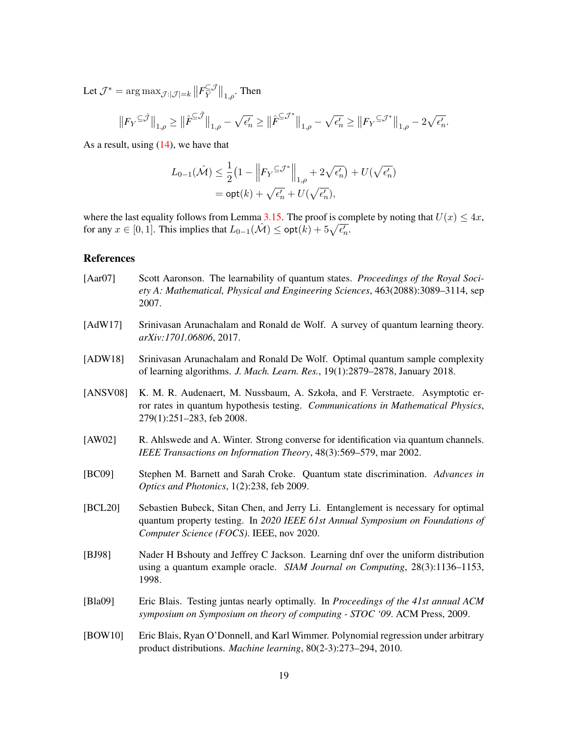Let $\mathcal{J}^* = \arg\max_{\mathcal{J}:|\mathcal{J}|=k} \left\| F_{\widetilde{Y}}^{\subseteq \mathcal{J}} \right\|_{1,\rho}$. Then

$$\left\| F_Y^{\subseteq \hat{\mathcal{J}}} \right\|_{1,\rho} \geq \left\| \hat{F}^{\subseteq \hat{\mathcal{J}}} \right\|_{1,\rho} - \sqrt{\epsilon_n'} \geq \left\| \hat{F}^{\subseteq \mathcal{J}^*} \right\|_{1,\rho} - \sqrt{\epsilon_n'} \geq \left\| F_Y^{\subseteq \mathcal{J}^*} \right\|_{1,\rho} - 2\sqrt{\epsilon_n'}.$$

As a result, using (14), we have that

$$\begin{aligned} L_{0-1}(\hat{\mathcal{M}}) &\leq \frac{1}{2}\big(1 - \left\| F_Y^{\subseteq \mathcal{J}^*} \right\|_{1,\rho} + 2\sqrt{\epsilon_n'}\big) + U(\sqrt{\epsilon_n'}) \\ &= \mathsf{opt}(k) + \sqrt{\epsilon_n'} + U(\sqrt{\epsilon_n'}), \end{aligned}$$

where the last equality follows from Lemma 3.15. The proof is complete by noting that $U(x) \leq 4x$, for any $x \in [0,1]$. This implies that $L_{0-1}(\hat{\mathcal{M}}) \leq \mathsf{opt}(k) + 5\sqrt{\epsilon_n'}$.

## References

[Aar07] Scott Aaronson. The learnability of quantum states. *Proceedings of the Royal Society A: Mathematical, Physical and Engineering Sciences*, 463(2088):3089–3114, sep 2007.

[AdW17] Srinivasan Arunachalam and Ronald de Wolf. A survey of quantum learning theory. *arXiv:1701.06806*, 2017.

[ADW18] Srinivasan Arunachalam and Ronald De Wolf. Optimal quantum sample complexity of learning algorithms. *J. Mach. Learn. Res.*, 19(1):2879–2878, January 2018.

[ANSV08] K. M. R. Audenaert, M. Nussbaum, A. Szkoła, and F. Verstraete. Asymptotic error rates in quantum hypothesis testing. *Communications in Mathematical Physics*, 279(1):251–283, feb 2008.

[AW02] R. Ahlswede and A. Winter. Strong converse for identification via quantum channels. *IEEE Transactions on Information Theory*, 48(3):569–579, mar 2002.

[BC09] Stephen M. Barnett and Sarah Croke. Quantum state discrimination. *Advances in Optics and Photonics*, 1(2):238, feb 2009.

[BCL20] Sebastien Bubeck, Sitan Chen, and Jerry Li. Entanglement is necessary for optimal quantum property testing. In *2020 IEEE 61st Annual Symposium on Foundations of Computer Science (FOCS)*. IEEE, nov 2020.

[BJ98] Nader H Bshouty and Jeffrey C Jackson. Learning dnf over the uniform distribution using a quantum example oracle. *SIAM Journal on Computing*, 28(3):1136–1153, 1998.

[Bla09] Eric Blais. Testing juntas nearly optimally. In *Proceedings of the 41st annual ACM symposium on Symposium on theory of computing - STOC '09*. ACM Press, 2009.

[BOW10] Eric Blais, Ryan O'Donnell, and Karl Wimmer. Polynomial regression under arbitrary product distributions. *Machine learning*, 80(2-3):273–294, 2010.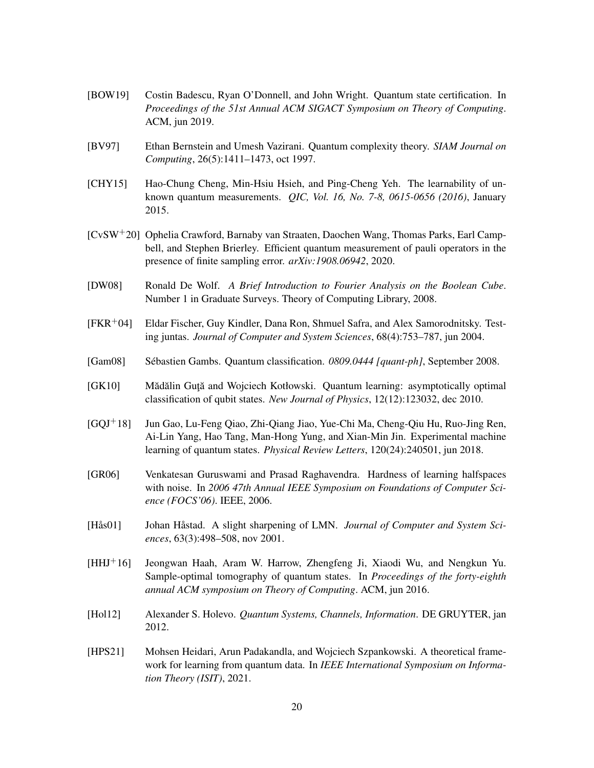[BOW19] Costin Badescu, Ryan O'Donnell, and John Wright. Quantum state certification. In *Proceedings of the 51st Annual ACM SIGACT Symposium on Theory of Computing*. ACM, jun 2019.

[BV97] Ethan Bernstein and Umesh Vazirani. Quantum complexity theory. *SIAM Journal on Computing*, 26(5):1411–1473, oct 1997.

[CHY15] Hao-Chung Cheng, Min-Hsiu Hsieh, and Ping-Cheng Yeh. The learnability of unknown quantum measurements. *QIC, Vol. 16, No. 7-8, 0615-0656 (2016)*, January 2015.

[CvSW+20] Ophelia Crawford, Barnaby van Straaten, Daochen Wang, Thomas Parks, Earl Campbell, and Stephen Brierley. Efficient quantum measurement of pauli operators in the presence of finite sampling error. *arXiv:1908.06942*, 2020.

[DW08] Ronald De Wolf. *A Brief Introduction to Fourier Analysis on the Boolean Cube*. Number 1 in Graduate Surveys. Theory of Computing Library, 2008.

[FKR+04] Eldar Fischer, Guy Kindler, Dana Ron, Shmuel Safra, and Alex Samorodnitsky. Testing juntas. *Journal of Computer and System Sciences*, 68(4):753–787, jun 2004.

[Gam08] Sébastien Gambs. Quantum classification. *0809.0444 [quant-ph]*, September 2008.

[GK10] Mădălin Guţă and Wojciech Kotłowski. Quantum learning: asymptotically optimal classification of qubit states. *New Journal of Physics*, 12(12):123032, dec 2010.

[GQJ+18] Jun Gao, Lu-Feng Qiao, Zhi-Qiang Jiao, Yue-Chi Ma, Cheng-Qiu Hu, Ruo-Jing Ren, Ai-Lin Yang, Hao Tang, Man-Hong Yung, and Xian-Min Jin. Experimental machine learning of quantum states. *Physical Review Letters*, 120(24):240501, jun 2018.

[GR06] Venkatesan Guruswami and Prasad Raghavendra. Hardness of learning halfspaces with noise. In *2006 47th Annual IEEE Symposium on Foundations of Computer Science (FOCS'06)*. IEEE, 2006.

[Hås01] Johan Håstad. A slight sharpening of LMN. *Journal of Computer and System Sciences*, 63(3):498–508, nov 2001.

[HHJ+16] Jeongwan Haah, Aram W. Harrow, Zhengfeng Ji, Xiaodi Wu, and Nengkun Yu. Sample-optimal tomography of quantum states. In *Proceedings of the forty-eighth annual ACM symposium on Theory of Computing*. ACM, jun 2016.

[Hol12] Alexander S. Holevo. *Quantum Systems, Channels, Information*. DE GRUYTER, jan 2012.

[HPS21] Mohsen Heidari, Arun Padakandla, and Wojciech Szpankowski. A theoretical framework for learning from quantum data. In *IEEE International Symposium on Information Theory (ISIT)*, 2021.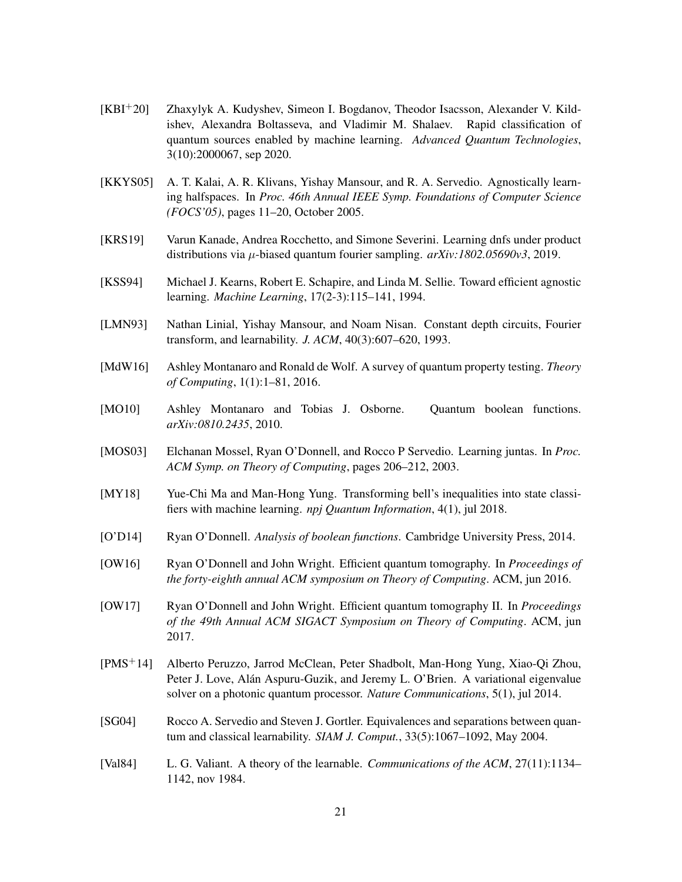[KBI+20] Zhaxylyk A. Kudyshev, Simeon I. Bogdanov, Theodor Isacsson, Alexander V. Kildishev, Alexandra Boltasseva, and Vladimir M. Shalaev. Rapid classification of quantum sources enabled by machine learning. *Advanced Quantum Technologies*, 3(10):2000067, sep 2020.

[KKYS05] A. T. Kalai, A. R. Klivans, Yishay Mansour, and R. A. Servedio. Agnostically learning halfspaces. In *Proc. 46th Annual IEEE Symp. Foundations of Computer Science (FOCS'05)*, pages 11–20, October 2005.

[KRS19] Varun Kanade, Andrea Rocchetto, and Simone Severini. Learning dnfs under product distributions via $\mu$-biased quantum fourier sampling. *arXiv:1802.05690v3*, 2019.

[KSS94] Michael J. Kearns, Robert E. Schapire, and Linda M. Sellie. Toward efficient agnostic learning. *Machine Learning*, 17(2-3):115–141, 1994.

[LMN93] Nathan Linial, Yishay Mansour, and Noam Nisan. Constant depth circuits, Fourier transform, and learnability. *J. ACM*, 40(3):607–620, 1993.

[MdW16] Ashley Montanaro and Ronald de Wolf. A survey of quantum property testing. *Theory of Computing*, 1(1):1–81, 2016.

[MO10] Ashley Montanaro and Tobias J. Osborne. Quantum boolean functions. *arXiv:0810.2435*, 2010.

[MOS03] Elchanan Mossel, Ryan O'Donnell, and Rocco P Servedio. Learning juntas. In *Proc. ACM Symp. on Theory of Computing*, pages 206–212, 2003.

[MY18] Yue-Chi Ma and Man-Hong Yung. Transforming bell's inequalities into state classifiers with machine learning. *npj Quantum Information*, 4(1), jul 2018.

[O'D14] Ryan O'Donnell. *Analysis of boolean functions*. Cambridge University Press, 2014.

[OW16] Ryan O'Donnell and John Wright. Efficient quantum tomography. In *Proceedings of the forty-eighth annual ACM symposium on Theory of Computing*. ACM, jun 2016.

[OW17] Ryan O'Donnell and John Wright. Efficient quantum tomography II. In *Proceedings of the 49th Annual ACM SIGACT Symposium on Theory of Computing*. ACM, jun 2017.

[PMS+14] Alberto Peruzzo, Jarrod McClean, Peter Shadbolt, Man-Hong Yung, Xiao-Qi Zhou, Peter J. Love, Alán Aspuru-Guzik, and Jeremy L. O'Brien. A variational eigenvalue solver on a photonic quantum processor. *Nature Communications*, 5(1), jul 2014.

[SG04] Rocco A. Servedio and Steven J. Gortler. Equivalences and separations between quantum and classical learnability. *SIAM J. Comput.*, 33(5):1067–1092, May 2004.

[Val84] L. G. Valiant. A theory of the learnable. *Communications of the ACM*, 27(11):1134–1142, nov 1984.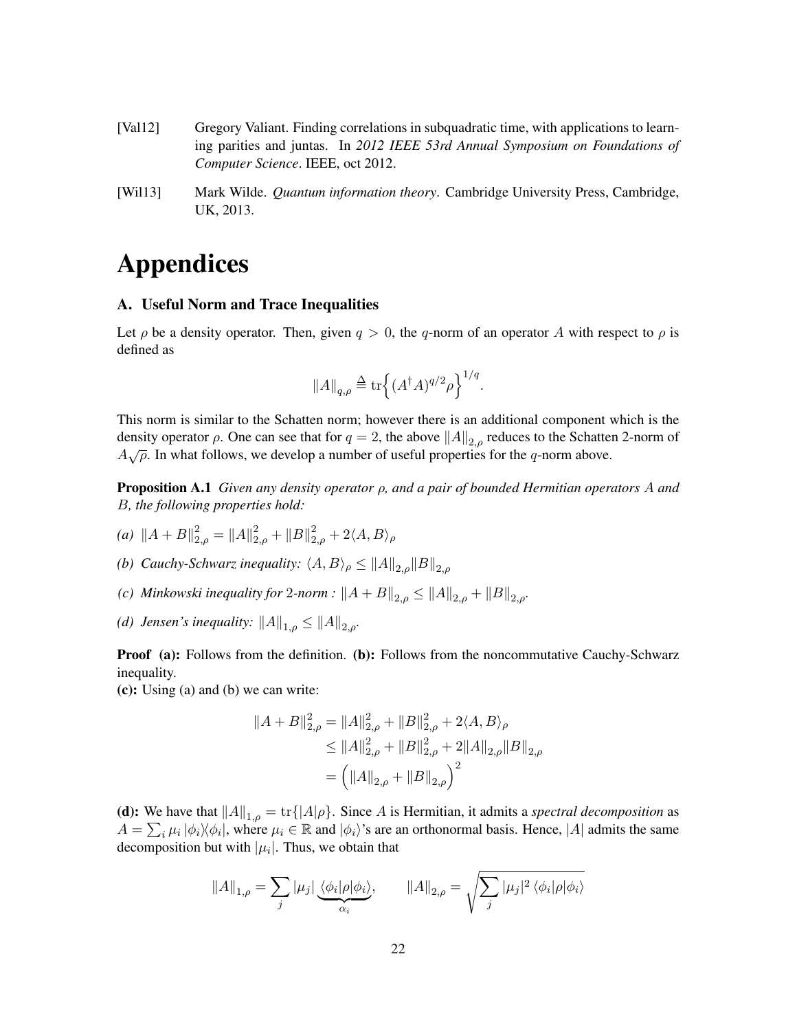[Val12] Gregory Valiant. Finding correlations in subquadratic time, with applications to learning parities and juntas. In *2012 IEEE 53rd Annual Symposium on Foundations of Computer Science*. IEEE, oct 2012.

[Wil13] Mark Wilde. *Quantum information theory*. Cambridge University Press, Cambridge, UK, 2013.

# Appendices

### A. Useful Norm and Trace Inequalities

Let $\rho$ be a density operator. Then, given $q > 0$, the $q$-norm of an operator $A$ with respect to $\rho$ is defined as

$$\|A\|_{q,\rho} \triangleq \operatorname{tr}\Big\{(A^\dagger A)^{q/2}\rho\Big\}^{1/q}.$$

This norm is similar to the Schatten norm; however there is an additional component which is the density operator $\rho$. One can see that for $q = 2$, the above $\|A\|_{2,\rho}$ reduces to the Schatten 2-norm of $A\sqrt{\rho}$. In what follows, we develop a number of useful properties for the $q$-norm above.

**Proposition A.1** *Given any density operator $\rho$, and a pair of bounded Hermitian operators $A$ and $B$, the following properties hold:*

*(a)* $\|A+B\|_{2,\rho}^2 = \|A\|_{2,\rho}^2 + \|B\|_{2,\rho}^2 + 2\langle A, B\rangle_\rho$

*(b) Cauchy-Schwarz inequality:* $\langle A, B\rangle_\rho \leq \|A\|_{2,\rho}\|B\|_{2,\rho}$

*(c) Minkowski inequality for 2-norm :* $\|A+B\|_{2,\rho} \leq \|A\|_{2,\rho} + \|B\|_{2,\rho}$.

*(d) Jensen's inequality:* $\|A\|_{1,\rho} \leq \|A\|_{2,\rho}$.

**Proof** **(a):** Follows from the definition. **(b):** Follows from the noncommutative Cauchy-Schwarz inequality.
**(c):** Using (a) and (b) we can write:

$$\begin{aligned}
\|A+B\|_{2,\rho}^2 &= \|A\|_{2,\rho}^2 + \|B\|_{2,\rho}^2 + 2\langle A, B\rangle_\rho \\
&\leq \|A\|_{2,\rho}^2 + \|B\|_{2,\rho}^2 + 2\|A\|_{2,\rho}\|B\|_{2,\rho} \\
&= \Big(\|A\|_{2,\rho} + \|B\|_{2,\rho}\Big)^2
\end{aligned}$$

**(d):** We have that $\|A\|_{1,\rho} = \operatorname{tr}\{|A|\rho\}$. Since $A$ is Hermitian, it admits a *spectral decomposition* as $A = \sum_i \mu_i |\phi_i\rangle\langle\phi_i|$, where $\mu_i \in \mathbb{R}$ and $|\phi_i\rangle$'s are an orthonormal basis. Hence, $|A|$ admits the same decomposition but with $|\mu_i|$. Thus, we obtain that

$$\|A\|_{1,\rho} = \sum_j |\mu_j| \underbrace{\langle\phi_i|\rho|\phi_i\rangle}_{\alpha_i}, \qquad \|A\|_{2,\rho} = \sqrt{\sum_j |\mu_j|^2 \langle\phi_i|\rho|\phi_i\rangle}$$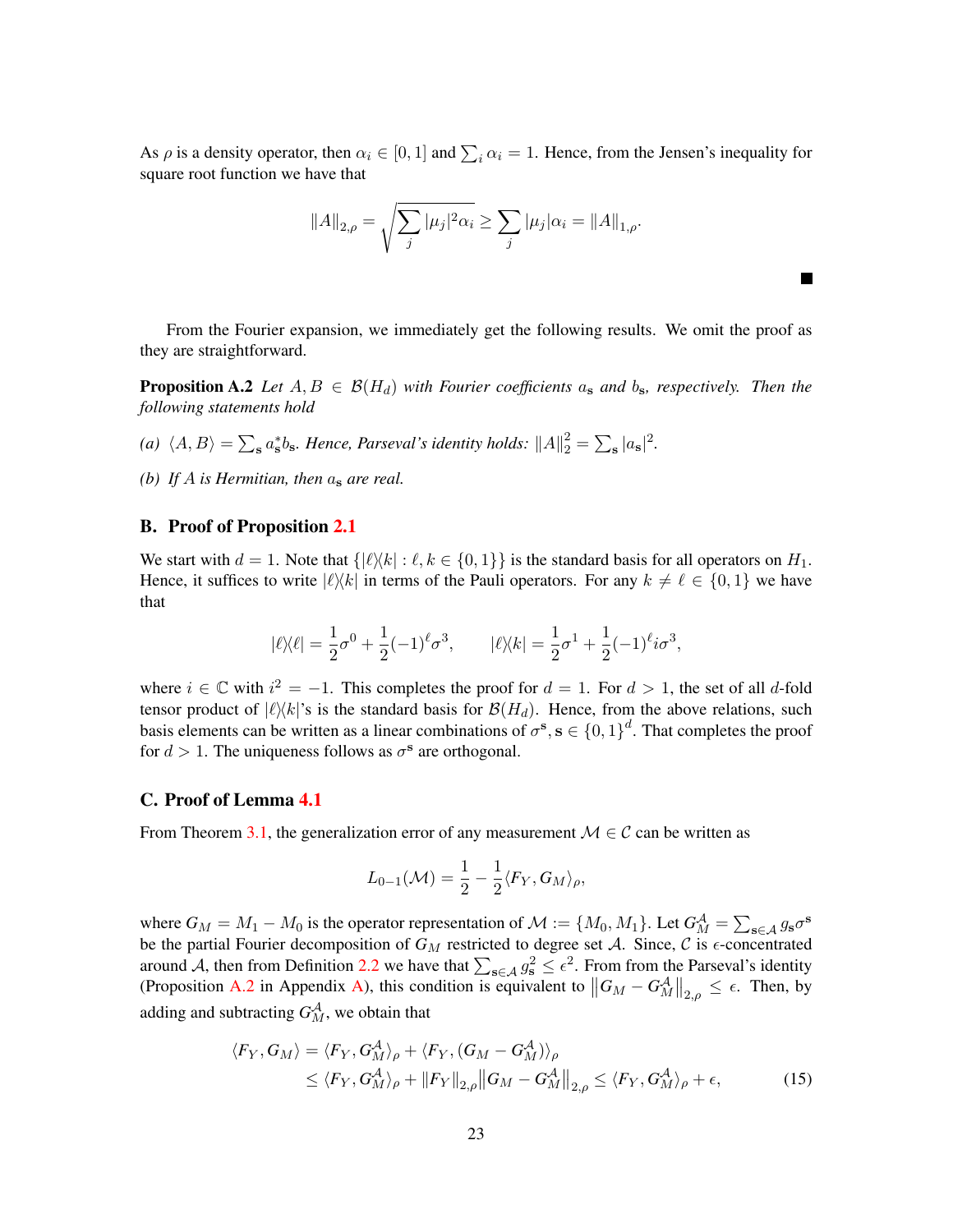As $\rho$ is a density operator, then $\alpha_i \in [0,1]$ and $\sum_i \alpha_i = 1$. Hence, from the Jensen's inequality for square root function we have that

$$\|A\|_{2,\rho} = \sqrt{\sum_j |\mu_j|^2 \alpha_i} \geq \sum_j |\mu_j| \alpha_i = \|A\|_{1,\rho}.$$

■

From the Fourier expansion, we immediately get the following results. We omit the proof as they are straightforward.

**Proposition A.2** *Let $A, B \in \mathcal{B}(H_d)$ with Fourier coefficients $a_{\mathbf{s}}$ and $b_{\mathbf{s}}$, respectively. Then the following statements hold*

*(a) $\langle A, B \rangle = \sum_{\mathbf{s}} a_{\mathbf{s}}^* b_{\mathbf{s}}$. Hence, Parseval's identity holds: $\|A\|_2^2 = \sum_{\mathbf{s}} |a_{\mathbf{s}}|^2$.*

*(b) If $A$ is Hermitian, then $a_{\mathbf{s}}$ are real.*

## B. Proof of Proposition 2.1

We start with $d = 1$. Note that $\{|\ell\rangle\langle k| : \ell, k \in \{0,1\}\}$ is the standard basis for all operators on $H_1$. Hence, it suffices to write $|\ell\rangle\langle k|$ in terms of the Pauli operators. For any $k \neq \ell \in \{0,1\}$ we have that

$$|\ell\rangle\langle \ell| = \frac{1}{2}\sigma^0 + \frac{1}{2}(-1)^\ell \sigma^3, \qquad |\ell\rangle\langle k| = \frac{1}{2}\sigma^1 + \frac{1}{2}(-1)^\ell i\sigma^3,$$

where $i \in \mathbb{C}$ with $i^2 = -1$. This completes the proof for $d = 1$. For $d > 1$, the set of all $d$-fold tensor product of $|\ell\rangle\langle k|$'s is the standard basis for $\mathcal{B}(H_d)$. Hence, from the above relations, such basis elements can be written as a linear combinations of $\sigma^{\mathbf{s}}, \mathbf{s} \in \{0,1\}^d$. That completes the proof for $d > 1$. The uniqueness follows as $\sigma^{\mathbf{s}}$ are orthogonal.

## C. Proof of Lemma 4.1

From Theorem 3.1, the generalization error of any measurement $\mathcal{M} \in \mathcal{C}$ can be written as

$$L_{0-1}(\mathcal{M}) = \frac{1}{2} - \frac{1}{2}\langle F_Y, G_M \rangle_\rho,$$

where $G_M = M_1 - M_0$ is the operator representation of $\mathcal{M} := \{M_0, M_1\}$. Let $G_M^{\mathcal{A}} = \sum_{\mathbf{s} \in \mathcal{A}} g_{\mathbf{s}} \sigma^{\mathbf{s}}$ be the partial Fourier decomposition of $G_M$ restricted to degree set $\mathcal{A}$. Since, $\mathcal{C}$ is $\epsilon$-concentrated around $\mathcal{A}$, then from Definition 2.2 we have that $\sum_{\mathbf{s} \in \mathcal{A}} g_{\mathbf{s}}^2 \leq \epsilon^2$. From from the Parseval's identity (Proposition A.2 in Appendix A), this condition is equivalent to $\left\|G_M - G_M^{\mathcal{A}}\right\|_{2,\rho} \leq \epsilon$. Then, by adding and subtracting $G_M^{\mathcal{A}}$, we obtain that

$$\begin{aligned}
\langle F_Y, G_M \rangle &= \langle F_Y, G_M^{\mathcal{A}} \rangle_\rho + \langle F_Y, (G_M - G_M^{\mathcal{A}}) \rangle_\rho \\
&\leq \langle F_Y, G_M^{\mathcal{A}} \rangle_\rho + \|F_Y\|_{2,\rho} \left\|G_M - G_M^{\mathcal{A}}\right\|_{2,\rho} \leq \langle F_Y, G_M^{\mathcal{A}} \rangle_\rho + \epsilon,
\end{aligned} \tag{15}$$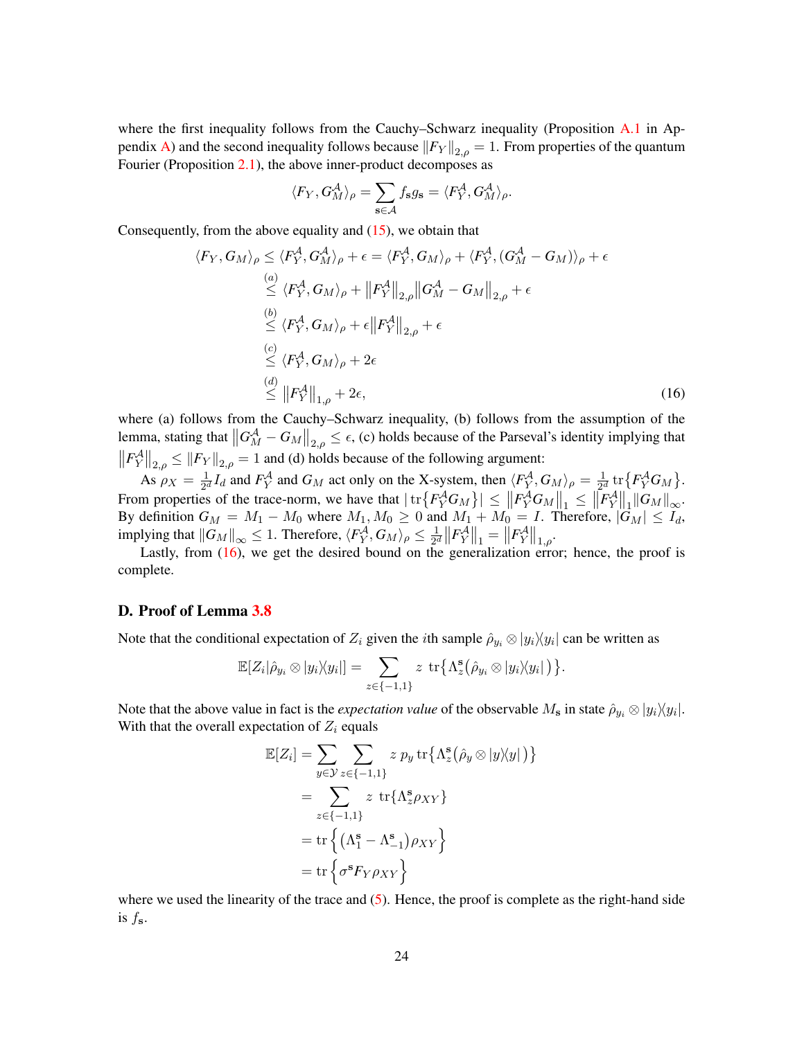where the first inequality follows from the Cauchy–Schwarz inequality (Proposition A.1 in Appendix A) and the second inequality follows because $\|F_Y\|_{2,\rho} = 1$. From properties of the quantum Fourier (Proposition 2.1), the above inner-product decomposes as

$$\langle F_Y, G_M^{\mathcal{A}} \rangle_\rho = \sum_{\mathbf{s}\in\mathcal{A}} f_{\mathbf{s}} g_{\mathbf{s}} = \langle F_Y^{\mathcal{A}}, G_M^{\mathcal{A}} \rangle_\rho.$$

Consequently, from the above equality and (15), we obtain that

$$\begin{aligned}
\langle F_Y, G_M \rangle_\rho &\leq \langle F_Y^{\mathcal{A}}, G_M^{\mathcal{A}} \rangle_\rho + \epsilon = \langle F_Y^{\mathcal{A}}, G_M \rangle_\rho + \langle F_Y^{\mathcal{A}}, (G_M^{\mathcal{A}} - G_M) \rangle_\rho + \epsilon \\
&\overset{(a)}{\leq} \langle F_Y^{\mathcal{A}}, G_M \rangle_\rho + \left\|F_Y^{\mathcal{A}}\right\|_{2,\rho} \left\|G_M^{\mathcal{A}} - G_M\right\|_{2,\rho} + \epsilon \\
&\overset{(b)}{\leq} \langle F_Y^{\mathcal{A}}, G_M \rangle_\rho + \epsilon \left\|F_Y^{\mathcal{A}}\right\|_{2,\rho} + \epsilon \\
&\overset{(c)}{\leq} \langle F_Y^{\mathcal{A}}, G_M \rangle_\rho + 2\epsilon \\
&\overset{(d)}{\leq} \left\|F_Y^{\mathcal{A}}\right\|_{1,\rho} + 2\epsilon,
\end{aligned} \tag{16}$$

where (a) follows from the Cauchy–Schwarz inequality, (b) follows from the assumption of the lemma, stating that $\left\|G_M^{\mathcal{A}} - G_M\right\|_{2,\rho} \leq \epsilon$, (c) holds because of the Parseval's identity implying that $\left\|F_Y^{\mathcal{A}}\right\|_{2,\rho} \leq \|F_Y\|_{2,\rho} = 1$ and (d) holds because of the following argument:

As $\rho_X = \frac{1}{2^d} I_d$ and $F_Y^{\mathcal{A}}$ and $G_M$ act only on the X-system, then $\langle F_Y^{\mathcal{A}}, G_M \rangle_\rho = \frac{1}{2^d} \operatorname{tr}\{F_Y^{\mathcal{A}} G_M\}$. From properties of the trace-norm, we have that $|\operatorname{tr}\{F_Y^{\mathcal{A}} G_M\}| \leq \left\|F_Y^{\mathcal{A}} G_M\right\|_1 \leq \left\|F_Y^{\mathcal{A}}\right\|_1 \|G_M\|_\infty$. By definition $G_M = M_1 - M_0$ where $M_1, M_0 \geq 0$ and $M_1 + M_0 = I$. Therefore, $|G_M| \leq I_d$, implying that $\|G_M\|_\infty \leq 1$. Therefore, $\langle F_Y^{\mathcal{A}}, G_M \rangle_\rho \leq \frac{1}{2^d} \left\|F_Y^{\mathcal{A}}\right\|_1 = \left\|F_Y^{\mathcal{A}}\right\|_{1,\rho}$.

Lastly, from (16), we get the desired bound on the generalization error; hence, the proof is complete.

## D. Proof of Lemma 3.8

Note that the conditional expectation of $Z_i$ given the $i$th sample $\hat{\rho}_{y_i} \otimes |y_i\rangle\langle y_i|$ can be written as

$$\mathbb{E}[Z_i | \hat{\rho}_{y_i} \otimes |y_i\rangle\langle y_i|] = \sum_{z\in\{-1,1\}} z \, \operatorname{tr}\left\{\Lambda_z^{\mathbf{s}}\left(\hat{\rho}_{y_i} \otimes |y_i\rangle\langle y_i|\right)\right\}.$$

Note that the above value in fact is the *expectation value* of the observable $M_{\mathbf{s}}$ in state $\hat{\rho}_{y_i} \otimes |y_i\rangle\langle y_i|$. With that the overall expectation of $Z_i$ equals

$$\begin{aligned}
\mathbb{E}[Z_i] &= \sum_{y\in\mathcal{Y}} \sum_{z\in\{-1,1\}} z \, p_y \operatorname{tr}\left\{\Lambda_z^{\mathbf{s}}\left(\hat{\rho}_y \otimes |y\rangle\langle y|\right)\right\} \\
&= \sum_{z\in\{-1,1\}} z \, \operatorname{tr}\{\Lambda_z^{\mathbf{s}} \rho_{XY}\} \\
&= \operatorname{tr}\left\{\left(\Lambda_1^{\mathbf{s}} - \Lambda_{-1}^{\mathbf{s}}\right) \rho_{XY}\right\} \\
&= \operatorname{tr}\left\{\sigma^{\mathbf{s}} F_Y \rho_{XY}\right\}
\end{aligned}$$

where we used the linearity of the trace and (5). Hence, the proof is complete as the right-hand side is $f_{\mathbf{s}}$.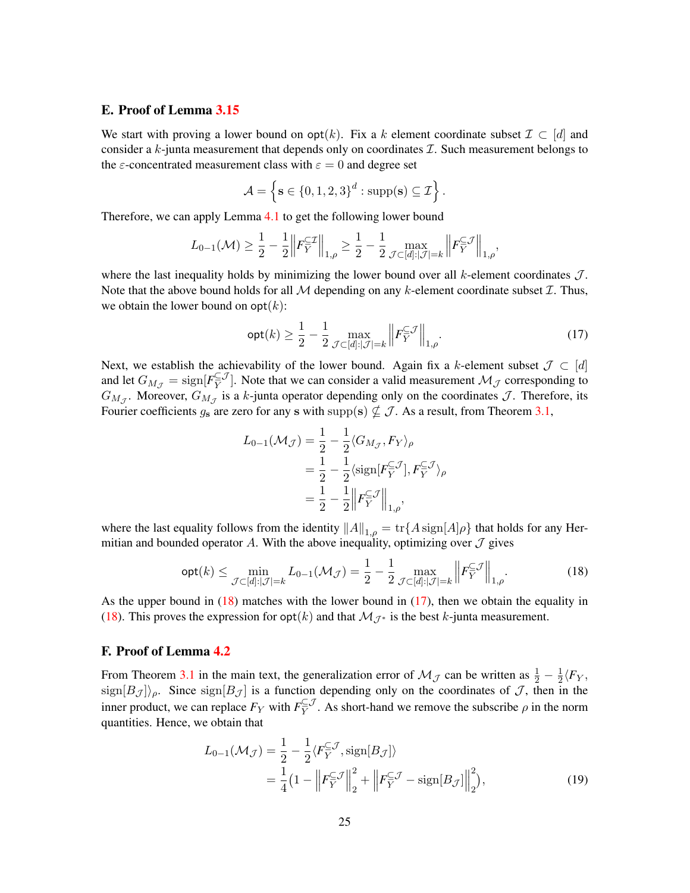## E. Proof of Lemma 3.15

We start with proving a lower bound on $\mathsf{opt}(k)$. Fix a $k$ element coordinate subset $\mathcal{I} \subset [d]$ and consider a $k$-junta measurement that depends only on coordinates $\mathcal{I}$. Such measurement belongs to the $\varepsilon$-concentrated measurement class with $\varepsilon = 0$ and degree set

$$\mathcal{A} = \left\{ \mathbf{s} \in \{0, 1, 2, 3\}^d : \mathrm{supp}(\mathbf{s}) \subseteq \mathcal{I} \right\}.$$

Therefore, we can apply Lemma 4.1 to get the following lower bound

$$L_{0-1}(\mathcal{M}) \geq \frac{1}{2} - \frac{1}{2} \left\| F_Y^{\subseteq \mathcal{I}} \right\|_{1,\rho} \geq \frac{1}{2} - \frac{1}{2} \max_{\mathcal{J} \subset [d] : |\mathcal{J}| = k} \left\| F_Y^{\subseteq \mathcal{J}} \right\|_{1,\rho},$$

where the last inequality holds by minimizing the lower bound over all $k$-element coordinates $\mathcal{J}$. Note that the above bound holds for all $\mathcal{M}$ depending on any $k$-element coordinate subset $\mathcal{I}$. Thus, we obtain the lower bound on $\mathsf{opt}(k)$:

$$\mathsf{opt}(k) \geq \frac{1}{2} - \frac{1}{2} \max_{\mathcal{J} \subset [d] : |\mathcal{J}| = k} \left\| F_Y^{\subseteq \mathcal{J}} \right\|_{1,\rho}. \tag{17}$$

Next, we establish the achievability of the lower bound. Again fix a $k$-element subset $\mathcal{J} \subset [d]$ and let $G_{M_\mathcal{J}} = \mathrm{sign}[F_Y^{\subseteq \mathcal{J}}]$. Note that we can consider a valid measurement $\mathcal{M}_\mathcal{J}$ corresponding to $G_{M_\mathcal{J}}$. Moreover, $G_{M_\mathcal{J}}$ is a $k$-junta operator depending only on the coordinates $\mathcal{J}$. Therefore, its Fourier coefficients $g_\mathbf{s}$ are zero for any $\mathbf{s}$ with $\mathrm{supp}(\mathbf{s}) \nsubseteq \mathcal{J}$. As a result, from Theorem 3.1,

$$\begin{aligned}
L_{0-1}(\mathcal{M}_\mathcal{J}) &= \frac{1}{2} - \frac{1}{2} \langle G_{M_\mathcal{J}}, F_Y \rangle_\rho \\
&= \frac{1}{2} - \frac{1}{2} \langle \mathrm{sign}[F_Y^{\subseteq \mathcal{J}}], F_Y^{\subseteq \mathcal{J}} \rangle_\rho \\
&= \frac{1}{2} - \frac{1}{2} \left\| F_Y^{\subseteq \mathcal{J}} \right\|_{1,\rho},
\end{aligned}$$

where the last equality follows from the identity $\|A\|_{1,\rho} = \mathrm{tr}\{A \, \mathrm{sign}[A] \rho\}$ that holds for any Hermitian and bounded operator $A$. With the above inequality, optimizing over $\mathcal{J}$ gives

$$\mathsf{opt}(k) \leq \min_{\mathcal{J} \subset [d] : |\mathcal{J}| = k} L_{0-1}(\mathcal{M}_\mathcal{J}) = \frac{1}{2} - \frac{1}{2} \max_{\mathcal{J} \subset [d] : |\mathcal{J}| = k} \left\| F_Y^{\subseteq \mathcal{J}} \right\|_{1,\rho}. \tag{18}$$

As the upper bound in (18) matches with the lower bound in (17), then we obtain the equality in (18). This proves the expression for $\mathsf{opt}(k)$ and that $\mathcal{M}_{\mathcal{J}^*}$ is the best $k$-junta measurement.

## F. Proof of Lemma 4.2

From Theorem 3.1 in the main text, the generalization error of $\mathcal{M}_\mathcal{J}$ can be written as $\frac{1}{2} - \frac{1}{2} \langle F_Y, \mathrm{sign}[B_\mathcal{J}] \rangle_\rho$. Since $\mathrm{sign}[B_\mathcal{J}]$ is a function depending only on the coordinates of $\mathcal{J}$, then in the inner product, we can replace $F_Y$ with $F_Y^{\subseteq \mathcal{J}}$. As short-hand we remove the subscribe $\rho$ in the norm quantities. Hence, we obtain that

$$\begin{aligned}
L_{0-1}(\mathcal{M}_\mathcal{J}) &= \frac{1}{2} - \frac{1}{2} \langle F_Y^{\subseteq \mathcal{J}}, \mathrm{sign}[B_\mathcal{J}] \rangle \\
&= \frac{1}{4} \big( 1 - \left\| F_Y^{\subseteq \mathcal{J}} \right\|_2^2 + \left\| F_Y^{\subseteq \mathcal{J}} - \mathrm{sign}[B_\mathcal{J}] \right\|_2^2 \big),
\end{aligned} \tag{19}$$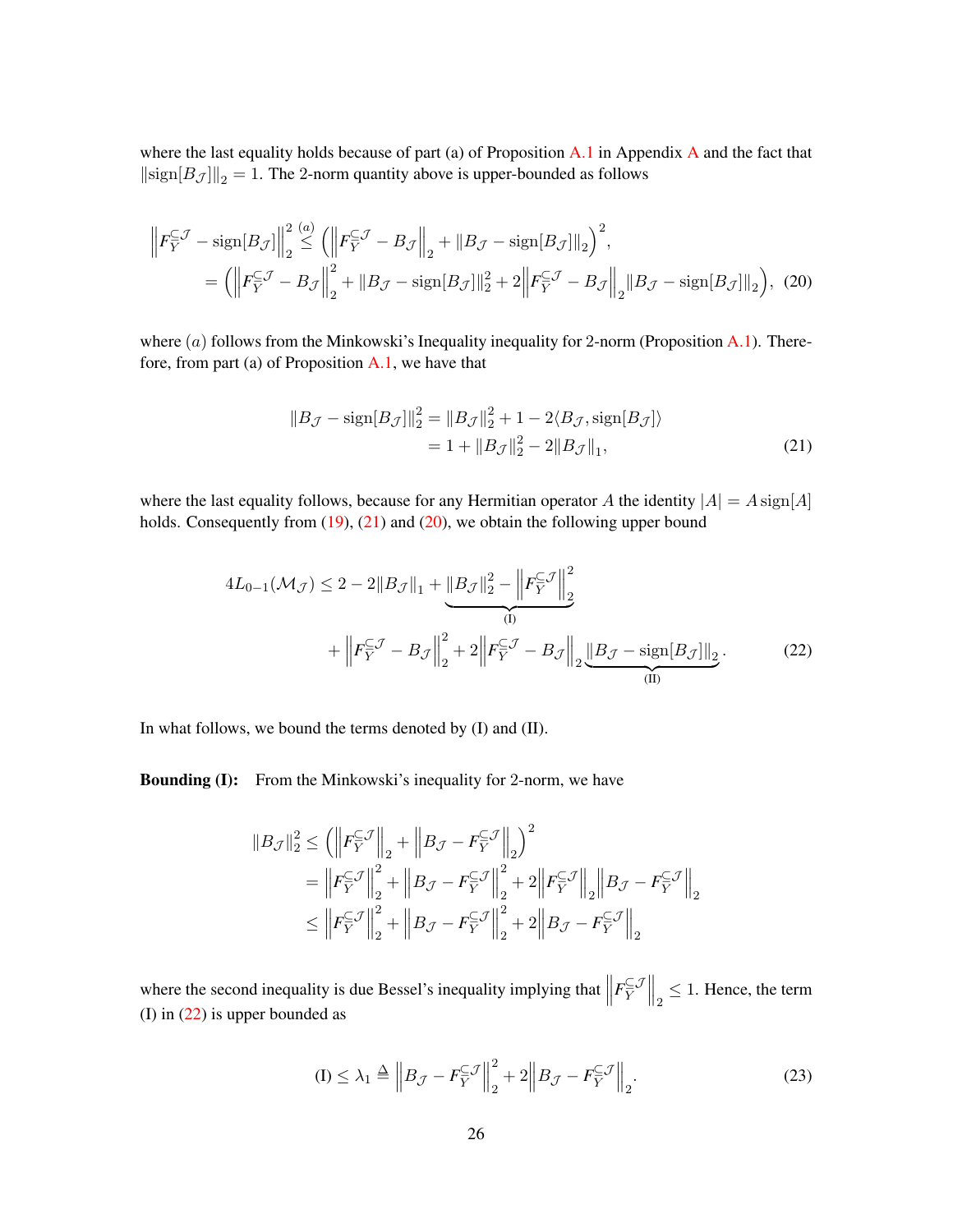where the last equality holds because of part (a) of Proposition A.1 in Appendix A and the fact that $\|\text{sign}[B_{\mathcal{J}}]\|_2 = 1$. The 2-norm quantity above is upper-bounded as follows

$$
\begin{aligned}
\left\|F_{\overline{Y}}^{\subseteq \mathcal{J}} - \text{sign}[B_{\mathcal{J}}]\right\|_2^2 &\overset{(a)}{\leq} \left(\left\|F_{\overline{Y}}^{\subseteq \mathcal{J}} - B_{\mathcal{J}}\right\|_2 + \|B_{\mathcal{J}} - \text{sign}[B_{\mathcal{J}}]\|_2\right)^2, \\
&= \left(\left\|F_{\overline{Y}}^{\subseteq \mathcal{J}} - B_{\mathcal{J}}\right\|_2^2 + \|B_{\mathcal{J}} - \text{sign}[B_{\mathcal{J}}]\|_2^2 + 2\left\|F_{\overline{Y}}^{\subseteq \mathcal{J}} - B_{\mathcal{J}}\right\|_2 \|B_{\mathcal{J}} - \text{sign}[B_{\mathcal{J}}]\|_2\right), \quad (20)
\end{aligned}
$$

where $(a)$ follows from the Minkowski's Inequality inequality for 2-norm (Proposition A.1). Therefore, from part (a) of Proposition A.1, we have that

$$
\begin{aligned}
\|B_{\mathcal{J}} - \text{sign}[B_{\mathcal{J}}]\|_2^2 &= \|B_{\mathcal{J}}\|_2^2 + 1 - 2\langle B_{\mathcal{J}}, \text{sign}[B_{\mathcal{J}}]\rangle \\
&= 1 + \|B_{\mathcal{J}}\|_2^2 - 2\|B_{\mathcal{J}}\|_1, \quad (21)
\end{aligned}
$$

where the last equality follows, because for any Hermitian operator $A$ the identity $|A| = A\,\text{sign}[A]$ holds. Consequently from (19), (21) and (20), we obtain the following upper bound

$$
\begin{aligned}
4L_{0-1}(\mathcal{M}_{\mathcal{J}}) \leq 2 - 2\|B_{\mathcal{J}}\|_1 &+ \underbrace{\|B_{\mathcal{J}}\|_2^2 - \left\|F_{\overline{Y}}^{\subseteq \mathcal{J}}\right\|_2^2}_{\text{(I)}} \\
&+ \left\|F_{\overline{Y}}^{\subseteq \mathcal{J}} - B_{\mathcal{J}}\right\|_2^2 + 2\left\|F_{\overline{Y}}^{\subseteq \mathcal{J}} - B_{\mathcal{J}}\right\|_2 \underbrace{\|B_{\mathcal{J}} - \text{sign}[B_{\mathcal{J}}]\|_2}_{\text{(II)}}. \quad (22)
\end{aligned}
$$

In what follows, we bound the terms denoted by (I) and (II).

**Bounding (I):** From the Minkowski's inequality for 2-norm, we have

$$
\begin{aligned}
\|B_{\mathcal{J}}\|_2^2 &\leq \left(\left\|F_{\overline{Y}}^{\subseteq \mathcal{J}}\right\|_2 + \left\|B_{\mathcal{J}} - F_{\overline{Y}}^{\subseteq \mathcal{J}}\right\|_2\right)^2 \\
&= \left\|F_{\overline{Y}}^{\subseteq \mathcal{J}}\right\|_2^2 + \left\|B_{\mathcal{J}} - F_{\overline{Y}}^{\subseteq \mathcal{J}}\right\|_2^2 + 2\left\|F_{\overline{Y}}^{\subseteq \mathcal{J}}\right\|_2 \left\|B_{\mathcal{J}} - F_{\overline{Y}}^{\subseteq \mathcal{J}}\right\|_2 \\
&\leq \left\|F_{\overline{Y}}^{\subseteq \mathcal{J}}\right\|_2^2 + \left\|B_{\mathcal{J}} - F_{\overline{Y}}^{\subseteq \mathcal{J}}\right\|_2^2 + 2\left\|B_{\mathcal{J}} - F_{\overline{Y}}^{\subseteq \mathcal{J}}\right\|_2
\end{aligned}
$$

where the second inequality is due Bessel's inequality implying that $\left\|F_{\overline{Y}}^{\subseteq \mathcal{J}}\right\|_2 \leq 1$. Hence, the term (I) in (22) is upper bounded as

$$
\text{(I)} \leq \lambda_1 \triangleq \left\|B_{\mathcal{J}} - F_{\overline{Y}}^{\subseteq \mathcal{J}}\right\|_2^2 + 2\left\|B_{\mathcal{J}} - F_{\overline{Y}}^{\subseteq \mathcal{J}}\right\|_2. \quad (23)
$$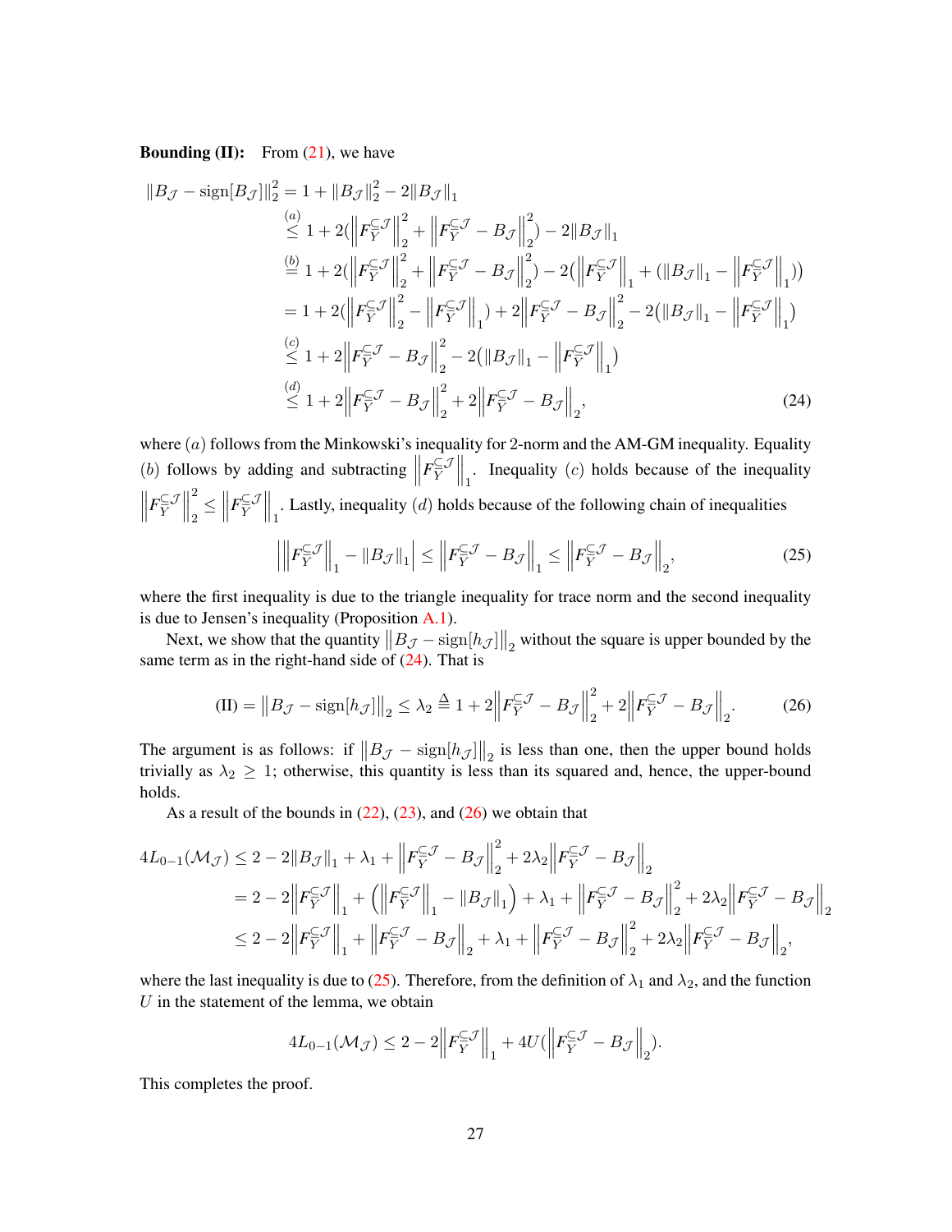**Bounding (II):** From (21), we have

$$
\begin{aligned}
\|B_{\mathcal{J}} - \text{sign}[B_{\mathcal{J}}]\|_2^2 &= 1 + \|B_{\mathcal{J}}\|_2^2 - 2\|B_{\mathcal{J}}\|_1 \\
&\overset{(a)}{\leq} 1 + 2\Big(\Big\|F_{\tilde{Y}}^{\subseteq \mathcal{J}}\Big\|_2^2 + \Big\|F_{\tilde{Y}}^{\subseteq \mathcal{J}} - B_{\mathcal{J}}\Big\|_2^2\Big) - 2\|B_{\mathcal{J}}\|_1 \\
&\overset{(b)}{=} 1 + 2\Big(\Big\|F_{\tilde{Y}}^{\subseteq \mathcal{J}}\Big\|_2^2 + \Big\|F_{\tilde{Y}}^{\subseteq \mathcal{J}} - B_{\mathcal{J}}\Big\|_2^2\Big) - 2\Big(\Big\|F_{\tilde{Y}}^{\subseteq \mathcal{J}}\Big\|_1 + \big(\|B_{\mathcal{J}}\|_1 - \Big\|F_{\tilde{Y}}^{\subseteq \mathcal{J}}\Big\|_1\big)\Big) \\
&= 1 + 2\Big(\Big\|F_{\tilde{Y}}^{\subseteq \mathcal{J}}\Big\|_2^2 - \Big\|F_{\tilde{Y}}^{\subseteq \mathcal{J}}\Big\|_1\Big) + 2\Big\|F_{\tilde{Y}}^{\subseteq \mathcal{J}} - B_{\mathcal{J}}\Big\|_2^2 - 2\big(\|B_{\mathcal{J}}\|_1 - \Big\|F_{\tilde{Y}}^{\subseteq \mathcal{J}}\Big\|_1\big) \\
&\overset{(c)}{\leq} 1 + 2\Big\|F_{\tilde{Y}}^{\subseteq \mathcal{J}} - B_{\mathcal{J}}\Big\|_2^2 - 2\big(\|B_{\mathcal{J}}\|_1 - \Big\|F_{\tilde{Y}}^{\subseteq \mathcal{J}}\Big\|_1\big) \\
&\overset{(d)}{\leq} 1 + 2\Big\|F_{\tilde{Y}}^{\subseteq \mathcal{J}} - B_{\mathcal{J}}\Big\|_2^2 + 2\Big\|F_{\tilde{Y}}^{\subseteq \mathcal{J}} - B_{\mathcal{J}}\Big\|_2,
\end{aligned}
\tag{24}
$$

where $(a)$ follows from the Minkowski's inequality for 2-norm and the AM-GM inequality. Equality $(b)$ follows by adding and subtracting $\Big\|F_{\tilde{Y}}^{\subseteq \mathcal{J}}\Big\|_1$. Inequality $(c)$ holds because of the inequality $\Big\|F_{\tilde{Y}}^{\subseteq \mathcal{J}}\Big\|_2^2 \leq \Big\|F_{\tilde{Y}}^{\subseteq \mathcal{J}}\Big\|_1$. Lastly, inequality $(d)$ holds because of the following chain of inequalities

$$
\Big|\Big\|F_{\tilde{Y}}^{\subseteq \mathcal{J}}\Big\|_1 - \|B_{\mathcal{J}}\|_1\Big| \leq \Big\|F_{\tilde{Y}}^{\subseteq \mathcal{J}} - B_{\mathcal{J}}\Big\|_1 \leq \Big\|F_{\tilde{Y}}^{\subseteq \mathcal{J}} - B_{\mathcal{J}}\Big\|_2,
\tag{25}
$$

where the first inequality is due to the triangle inequality for trace norm and the second inequality is due to Jensen's inequality (Proposition A.1).

Next, we show that the quantity $\big\|B_{\mathcal{J}} - \text{sign}[h_{\mathcal{J}}]\big\|_2$ without the square is upper bounded by the same term as in the right-hand side of (24). That is

$$
\text{(II)} = \big\|B_{\mathcal{J}} - \text{sign}[h_{\mathcal{J}}]\big\|_2 \leq \lambda_2 \triangleq 1 + 2\Big\|F_{\tilde{Y}}^{\subseteq \mathcal{J}} - B_{\mathcal{J}}\Big\|_2^2 + 2\Big\|F_{\tilde{Y}}^{\subseteq \mathcal{J}} - B_{\mathcal{J}}\Big\|_2.
\tag{26}
$$

The argument is as follows: if $\big\|B_{\mathcal{J}} - \text{sign}[h_{\mathcal{J}}]\big\|_2$ is less than one, then the upper bound holds trivially as $\lambda_2 \geq 1$; otherwise, this quantity is less than its squared and, hence, the upper-bound holds.

As a result of the bounds in (22), (23), and (26) we obtain that

$$
\begin{aligned}
4L_{0-1}(\mathcal{M}_{\mathcal{J}}) &\leq 2 - 2\|B_{\mathcal{J}}\|_1 + \lambda_1 + \Big\|F_{\tilde{Y}}^{\subseteq \mathcal{J}} - B_{\mathcal{J}}\Big\|_2^2 + 2\lambda_2\Big\|F_{\tilde{Y}}^{\subseteq \mathcal{J}} - B_{\mathcal{J}}\Big\|_2 \\
&= 2 - 2\Big\|F_{\tilde{Y}}^{\subseteq \mathcal{J}}\Big\|_1 + \Big(\Big\|F_{\tilde{Y}}^{\subseteq \mathcal{J}}\Big\|_1 - \|B_{\mathcal{J}}\|_1\Big) + \lambda_1 + \Big\|F_{\tilde{Y}}^{\subseteq \mathcal{J}} - B_{\mathcal{J}}\Big\|_2^2 + 2\lambda_2\Big\|F_{\tilde{Y}}^{\subseteq \mathcal{J}} - B_{\mathcal{J}}\Big\|_2 \\
&\leq 2 - 2\Big\|F_{\tilde{Y}}^{\subseteq \mathcal{J}}\Big\|_1 + \Big\|F_{\tilde{Y}}^{\subseteq \mathcal{J}} - B_{\mathcal{J}}\Big\|_2 + \lambda_1 + \Big\|F_{\tilde{Y}}^{\subseteq \mathcal{J}} - B_{\mathcal{J}}\Big\|_2^2 + 2\lambda_2\Big\|F_{\tilde{Y}}^{\subseteq \mathcal{J}} - B_{\mathcal{J}}\Big\|_2,
\end{aligned}
$$

where the last inequality is due to (25). Therefore, from the definition of $\lambda_1$ and $\lambda_2$, and the function $U$ in the statement of the lemma, we obtain

$$
4L_{0-1}(\mathcal{M}_{\mathcal{J}}) \leq 2 - 2\Big\|F_{\tilde{Y}}^{\subseteq \mathcal{J}}\Big\|_1 + 4U\Big(\Big\|F_{\tilde{Y}}^{\subseteq \mathcal{J}} - B_{\mathcal{J}}\Big\|_2\Big).
$$

This completes the proof.